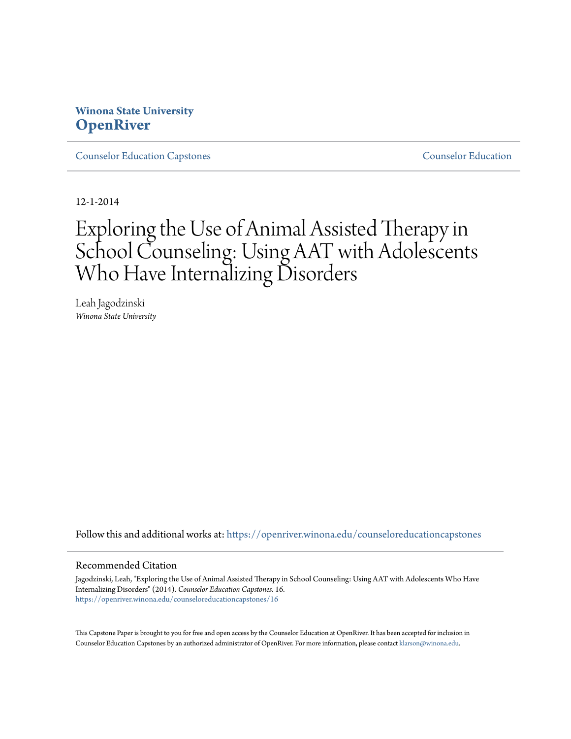Winona State University
**OpenRiver**

Counselor Education Capstones | Counselor Education

12-1-2014

# Exploring the Use of Animal Assisted Therapy in School Counseling: Using AAT with Adolescents Who Have Internalizing Disorders

Leah Jagodzinski
*Winona State University*

Follow this and additional works at: https://openriver.winona.edu/counseloreducationcapstones

## Recommended Citation

Jagodzinski, Leah, "Exploring the Use of Animal Assisted Therapy in School Counseling: Using AAT with Adolescents Who Have Internalizing Disorders" (2014). *Counselor Education Capstones*. 16.
https://openriver.winona.edu/counseloreducationcapstones/16

This Capstone Paper is brought to you for free and open access by the Counselor Education at OpenRiver. It has been accepted for inclusion in Counselor Education Capstones by an authorized administrator of OpenRiver. For more information, please contact klarson@winona.edu.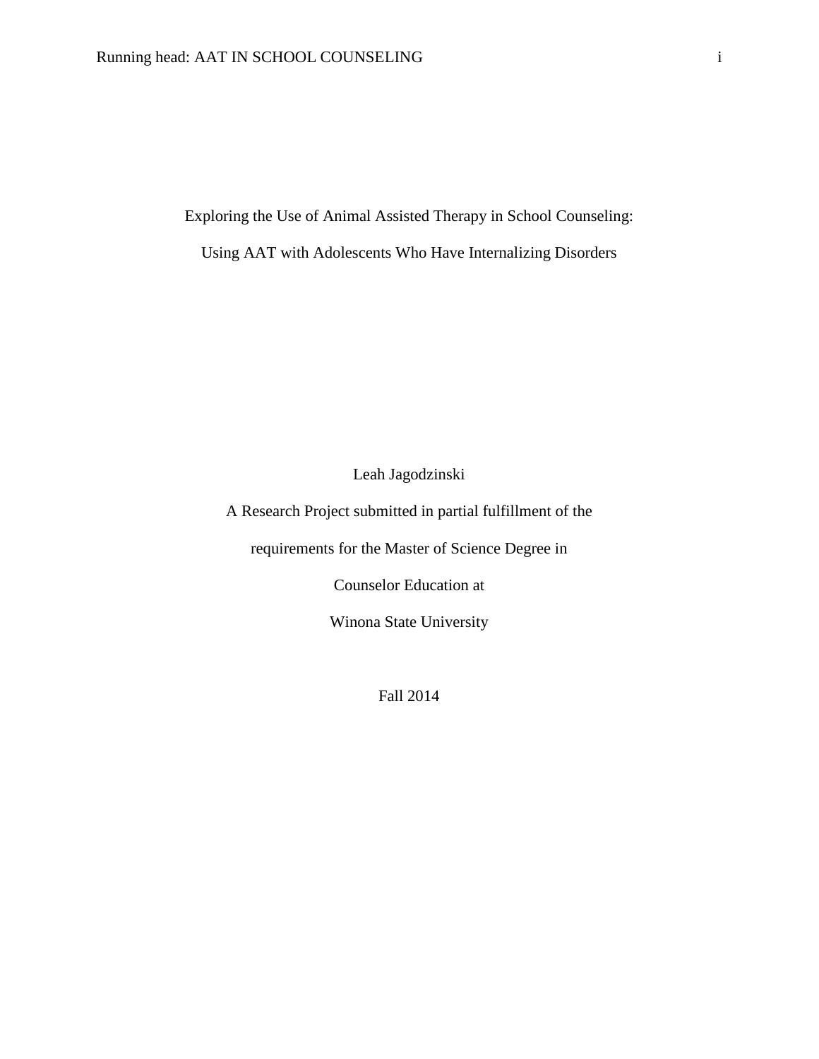# Exploring the Use of Animal Assisted Therapy in School Counseling:

# Using AAT with Adolescents Who Have Internalizing Disorders

Leah Jagodzinski

A Research Project submitted in partial fulfillment of the

requirements for the Master of Science Degree in

Counselor Education at

Winona State University

Fall 2014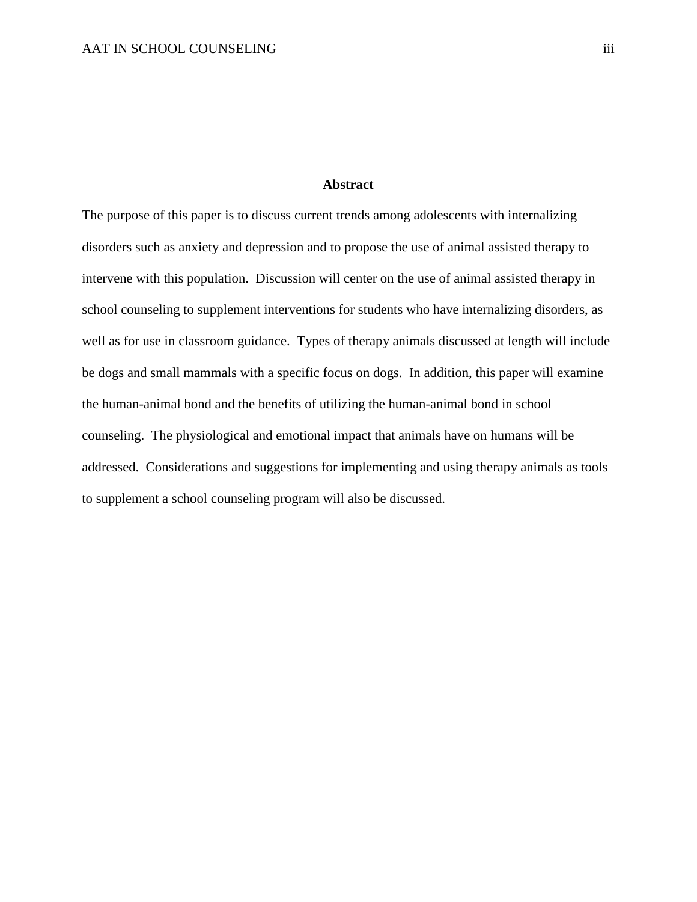# Abstract

The purpose of this paper is to discuss current trends among adolescents with internalizing disorders such as anxiety and depression and to propose the use of animal assisted therapy to intervene with this population. Discussion will center on the use of animal assisted therapy in school counseling to supplement interventions for students who have internalizing disorders, as well as for use in classroom guidance. Types of therapy animals discussed at length will include be dogs and small mammals with a specific focus on dogs. In addition, this paper will examine the human-animal bond and the benefits of utilizing the human-animal bond in school counseling. The physiological and emotional impact that animals have on humans will be addressed. Considerations and suggestions for implementing and using therapy animals as tools to supplement a school counseling program will also be discussed.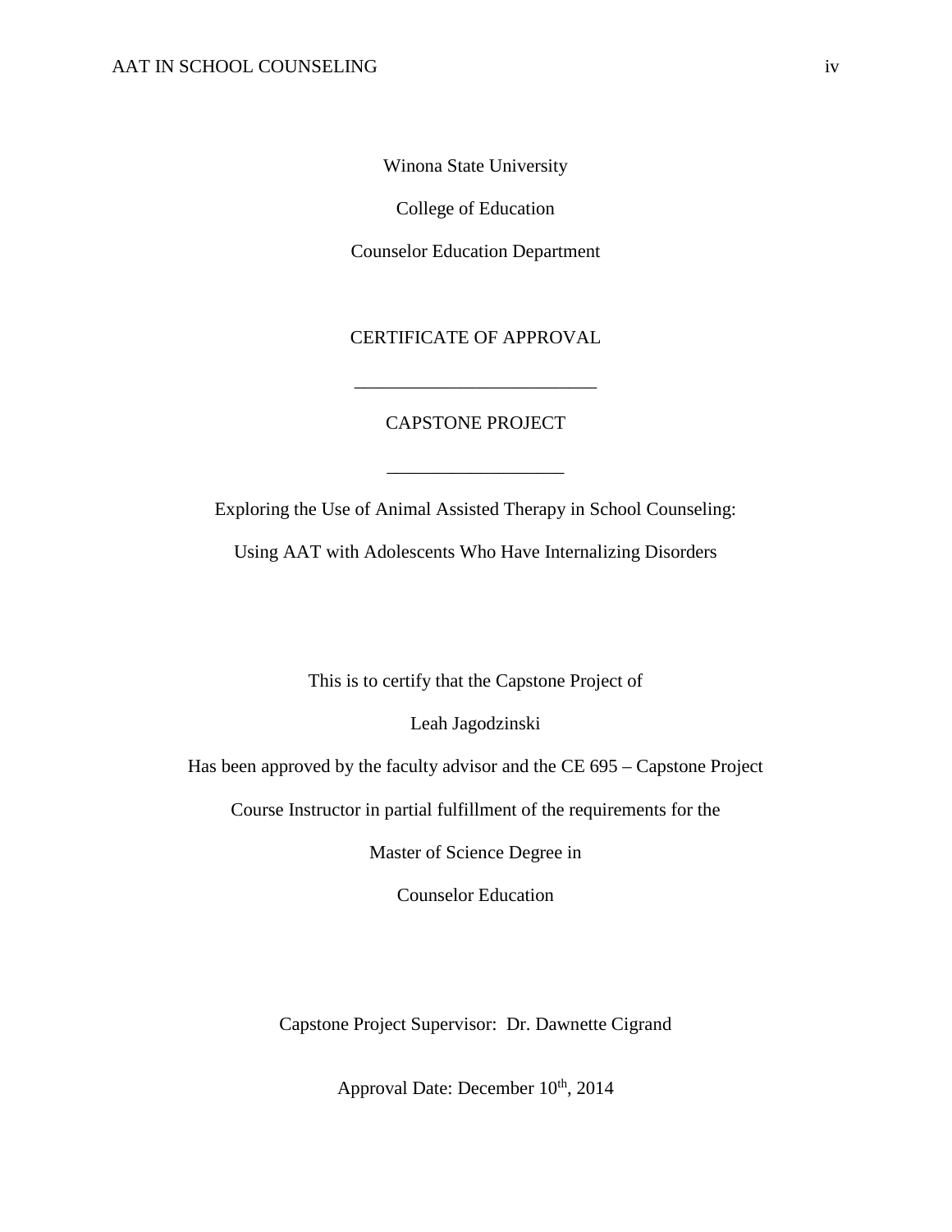Winona State University

College of Education

Counselor Education Department

CERTIFICATE OF APPROVAL

\_\_\_\_\_\_\_\_\_\_\_\_\_\_\_\_\_\_\_\_\_\_\_\_\_\_

CAPSTONE PROJECT

\_\_\_\_\_\_\_\_\_\_\_\_\_\_\_\_\_\_\_

Exploring the Use of Animal Assisted Therapy in School Counseling:

Using AAT with Adolescents Who Have Internalizing Disorders

This is to certify that the Capstone Project of

Leah Jagodzinski

Has been approved by the faculty advisor and the CE 695 – Capstone Project

Course Instructor in partial fulfillment of the requirements for the

Master of Science Degree in

Counselor Education

Capstone Project Supervisor: Dr. Dawnette Cigrand

Approval Date: December 10th, 2014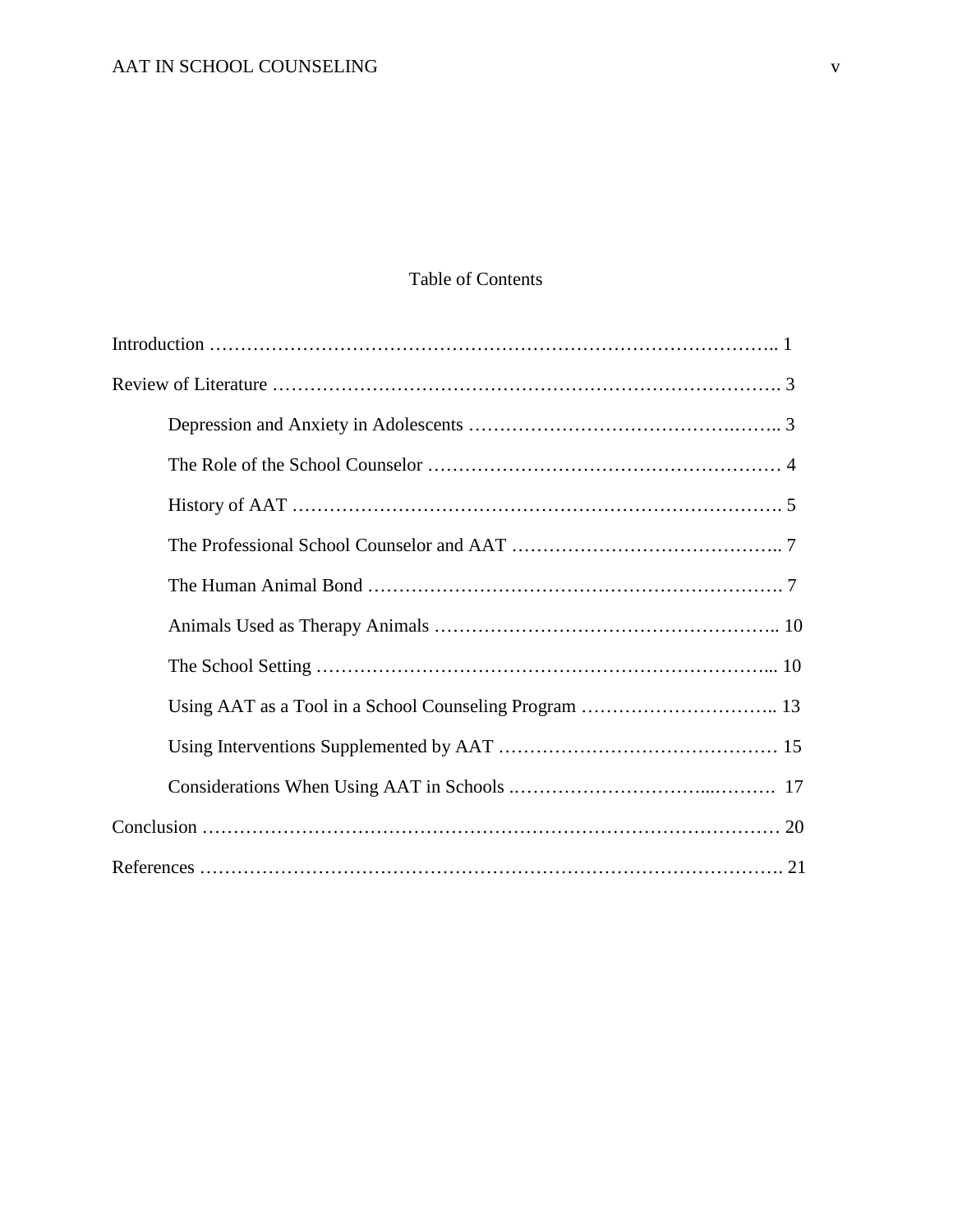# Table of Contents

Introduction …………………………………………………………………………….. 1

Review of Literature ………………………………………………………………………. 3

- Depression and Anxiety in Adolescents ……………………………………….…….. 3
- The Role of the School Counselor ………………………………………………… 4
- History of AAT ……………………………………………………………………. 5
- The Professional School Counselor and AAT …………………………………….. 7
- The Human Animal Bond …………………………………………………………. 7
- Animals Used as Therapy Animals ……………………………………………….. 10
- The School Setting ……………………………………………………………... 10
- Using AAT as a Tool in a School Counseling Program ………………………….. 13
- Using Interventions Supplemented by AAT ……………………………………… 15
- Considerations When Using AAT in Schools .………………………...……….  17

Conclusion ………………………………………………………………………………… 20

References …………………………………………………………………………………. 21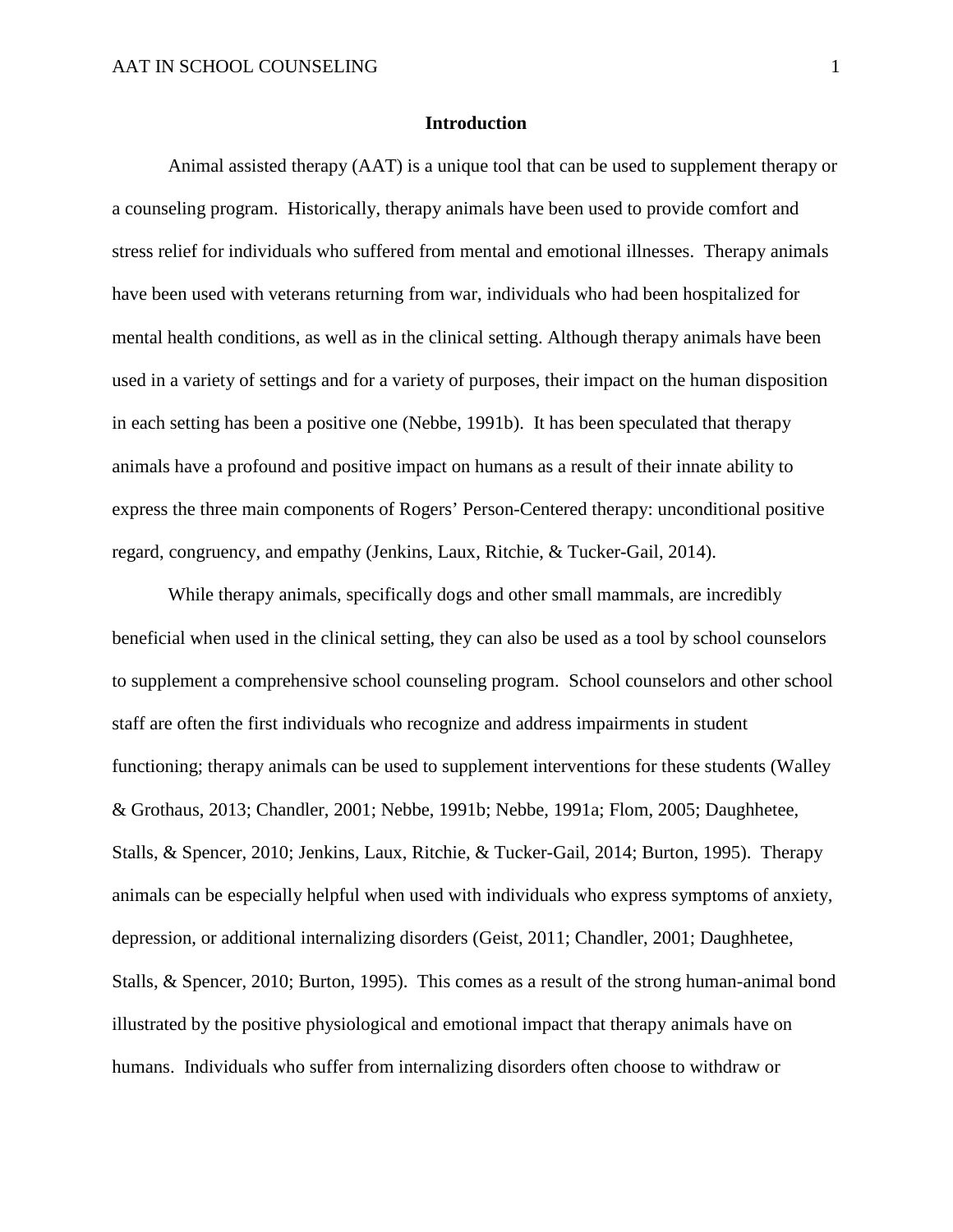## Introduction

Animal assisted therapy (AAT) is a unique tool that can be used to supplement therapy or a counseling program. Historically, therapy animals have been used to provide comfort and stress relief for individuals who suffered from mental and emotional illnesses. Therapy animals have been used with veterans returning from war, individuals who had been hospitalized for mental health conditions, as well as in the clinical setting. Although therapy animals have been used in a variety of settings and for a variety of purposes, their impact on the human disposition in each setting has been a positive one (Nebbe, 1991b). It has been speculated that therapy animals have a profound and positive impact on humans as a result of their innate ability to express the three main components of Rogers' Person-Centered therapy: unconditional positive regard, congruency, and empathy (Jenkins, Laux, Ritchie, & Tucker-Gail, 2014).

While therapy animals, specifically dogs and other small mammals, are incredibly beneficial when used in the clinical setting, they can also be used as a tool by school counselors to supplement a comprehensive school counseling program. School counselors and other school staff are often the first individuals who recognize and address impairments in student functioning; therapy animals can be used to supplement interventions for these students (Walley & Grothaus, 2013; Chandler, 2001; Nebbe, 1991b; Nebbe, 1991a; Flom, 2005; Daughhetee, Stalls, & Spencer, 2010; Jenkins, Laux, Ritchie, & Tucker-Gail, 2014; Burton, 1995). Therapy animals can be especially helpful when used with individuals who express symptoms of anxiety, depression, or additional internalizing disorders (Geist, 2011; Chandler, 2001; Daughhetee, Stalls, & Spencer, 2010; Burton, 1995). This comes as a result of the strong human-animal bond illustrated by the positive physiological and emotional impact that therapy animals have on humans. Individuals who suffer from internalizing disorders often choose to withdraw or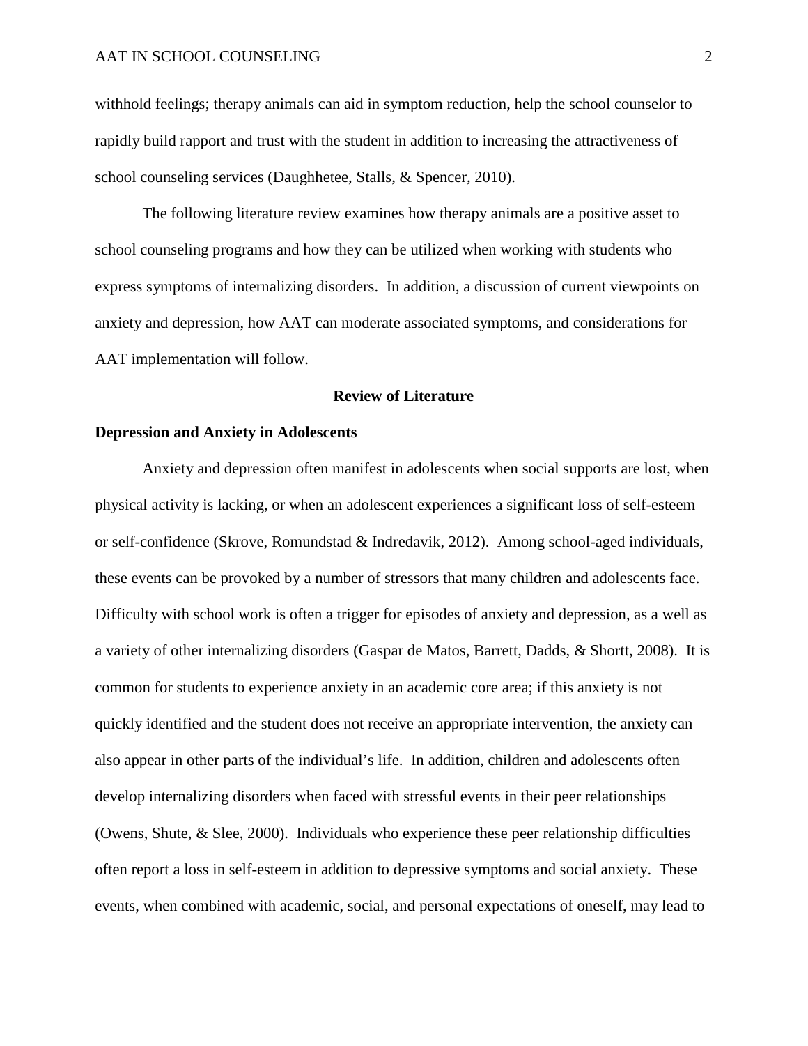withhold feelings; therapy animals can aid in symptom reduction, help the school counselor to rapidly build rapport and trust with the student in addition to increasing the attractiveness of school counseling services (Daughhetee, Stalls, & Spencer, 2010).

The following literature review examines how therapy animals are a positive asset to school counseling programs and how they can be utilized when working with students who express symptoms of internalizing disorders. In addition, a discussion of current viewpoints on anxiety and depression, how AAT can moderate associated symptoms, and considerations for AAT implementation will follow.

## Review of Literature

### Depression and Anxiety in Adolescents

Anxiety and depression often manifest in adolescents when social supports are lost, when physical activity is lacking, or when an adolescent experiences a significant loss of self-esteem or self-confidence (Skrove, Romundstad & Indredavik, 2012). Among school-aged individuals, these events can be provoked by a number of stressors that many children and adolescents face. Difficulty with school work is often a trigger for episodes of anxiety and depression, as a well as a variety of other internalizing disorders (Gaspar de Matos, Barrett, Dadds, & Shortt, 2008). It is common for students to experience anxiety in an academic core area; if this anxiety is not quickly identified and the student does not receive an appropriate intervention, the anxiety can also appear in other parts of the individual's life. In addition, children and adolescents often develop internalizing disorders when faced with stressful events in their peer relationships (Owens, Shute, & Slee, 2000). Individuals who experience these peer relationship difficulties often report a loss in self-esteem in addition to depressive symptoms and social anxiety. These events, when combined with academic, social, and personal expectations of oneself, may lead to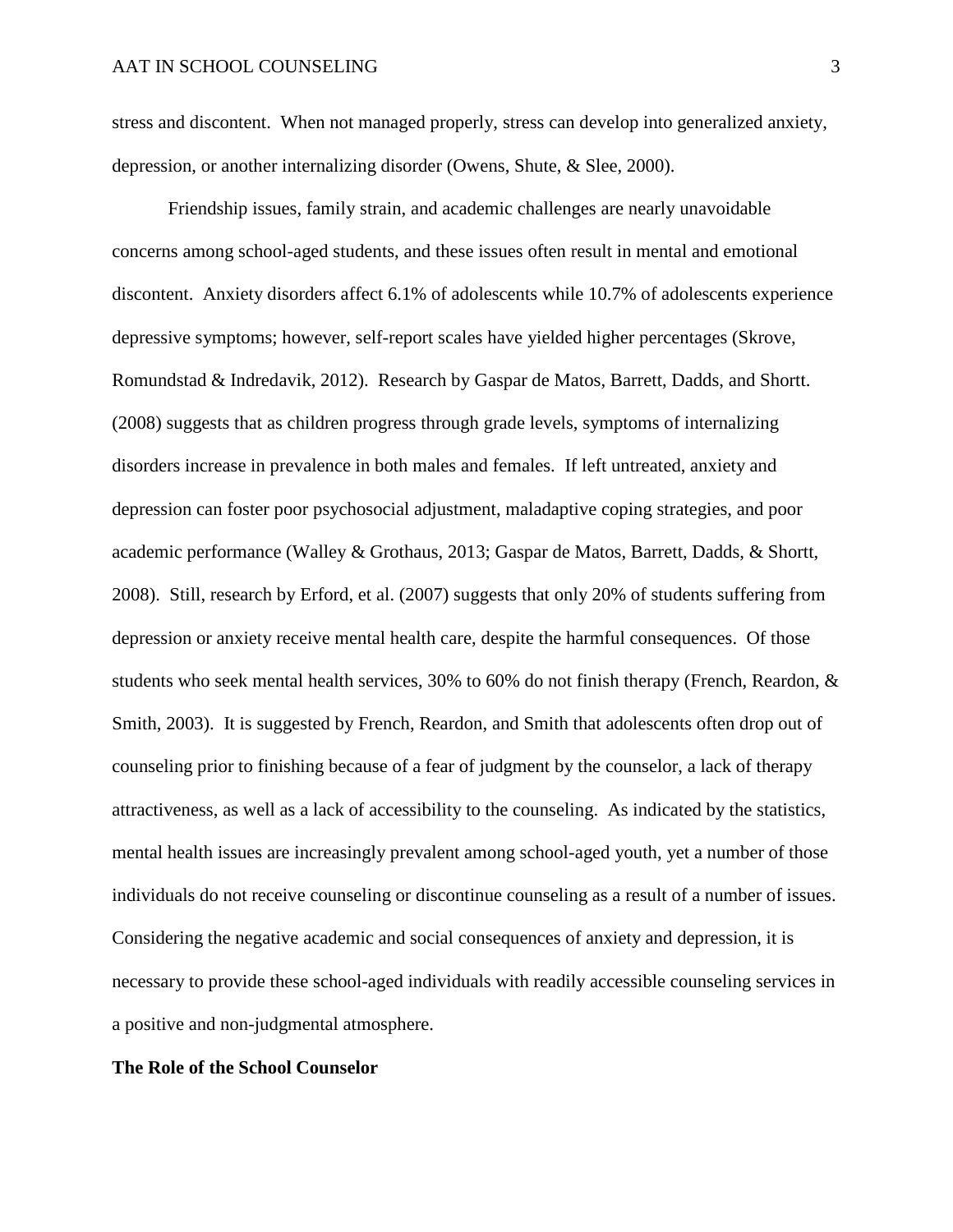stress and discontent. When not managed properly, stress can develop into generalized anxiety, depression, or another internalizing disorder (Owens, Shute, & Slee, 2000).

Friendship issues, family strain, and academic challenges are nearly unavoidable concerns among school-aged students, and these issues often result in mental and emotional discontent. Anxiety disorders affect 6.1% of adolescents while 10.7% of adolescents experience depressive symptoms; however, self-report scales have yielded higher percentages (Skrove, Romundstad & Indredavik, 2012). Research by Gaspar de Matos, Barrett, Dadds, and Shortt. (2008) suggests that as children progress through grade levels, symptoms of internalizing disorders increase in prevalence in both males and females. If left untreated, anxiety and depression can foster poor psychosocial adjustment, maladaptive coping strategies, and poor academic performance (Walley & Grothaus, 2013; Gaspar de Matos, Barrett, Dadds, & Shortt, 2008). Still, research by Erford, et al. (2007) suggests that only 20% of students suffering from depression or anxiety receive mental health care, despite the harmful consequences. Of those students who seek mental health services, 30% to 60% do not finish therapy (French, Reardon, & Smith, 2003). It is suggested by French, Reardon, and Smith that adolescents often drop out of counseling prior to finishing because of a fear of judgment by the counselor, a lack of therapy attractiveness, as well as a lack of accessibility to the counseling. As indicated by the statistics, mental health issues are increasingly prevalent among school-aged youth, yet a number of those individuals do not receive counseling or discontinue counseling as a result of a number of issues. Considering the negative academic and social consequences of anxiety and depression, it is necessary to provide these school-aged individuals with readily accessible counseling services in a positive and non-judgmental atmosphere.

**The Role of the School Counselor**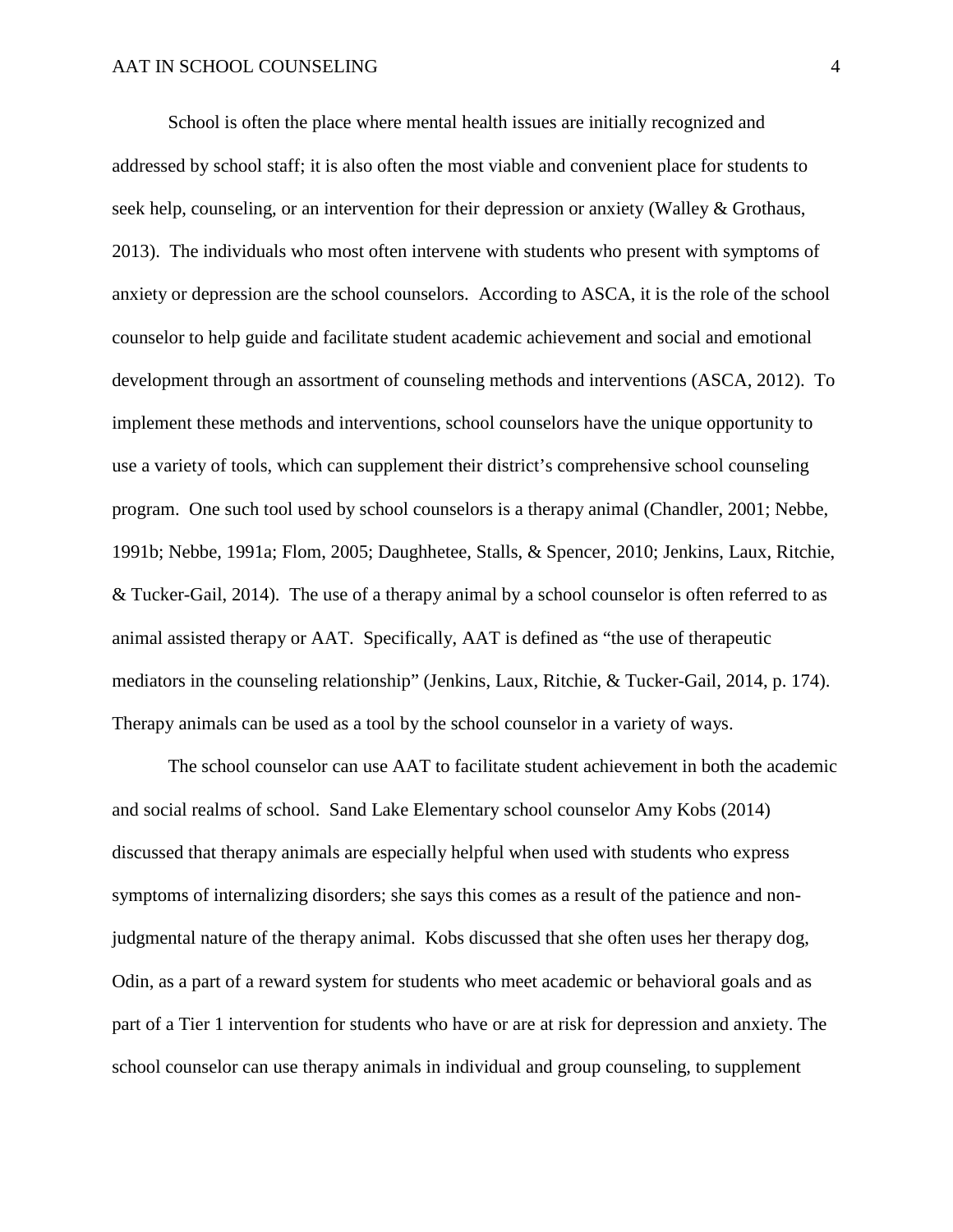School is often the place where mental health issues are initially recognized and addressed by school staff; it is also often the most viable and convenient place for students to seek help, counseling, or an intervention for their depression or anxiety (Walley & Grothaus, 2013). The individuals who most often intervene with students who present with symptoms of anxiety or depression are the school counselors. According to ASCA, it is the role of the school counselor to help guide and facilitate student academic achievement and social and emotional development through an assortment of counseling methods and interventions (ASCA, 2012). To implement these methods and interventions, school counselors have the unique opportunity to use a variety of tools, which can supplement their district's comprehensive school counseling program. One such tool used by school counselors is a therapy animal (Chandler, 2001; Nebbe, 1991b; Nebbe, 1991a; Flom, 2005; Daughhetee, Stalls, & Spencer, 2010; Jenkins, Laux, Ritchie, & Tucker-Gail, 2014). The use of a therapy animal by a school counselor is often referred to as animal assisted therapy or AAT. Specifically, AAT is defined as "the use of therapeutic mediators in the counseling relationship" (Jenkins, Laux, Ritchie, & Tucker-Gail, 2014, p. 174). Therapy animals can be used as a tool by the school counselor in a variety of ways.

The school counselor can use AAT to facilitate student achievement in both the academic and social realms of school. Sand Lake Elementary school counselor Amy Kobs (2014) discussed that therapy animals are especially helpful when used with students who express symptoms of internalizing disorders; she says this comes as a result of the patience and non-judgmental nature of the therapy animal. Kobs discussed that she often uses her therapy dog, Odin, as a part of a reward system for students who meet academic or behavioral goals and as part of a Tier 1 intervention for students who have or are at risk for depression and anxiety. The school counselor can use therapy animals in individual and group counseling, to supplement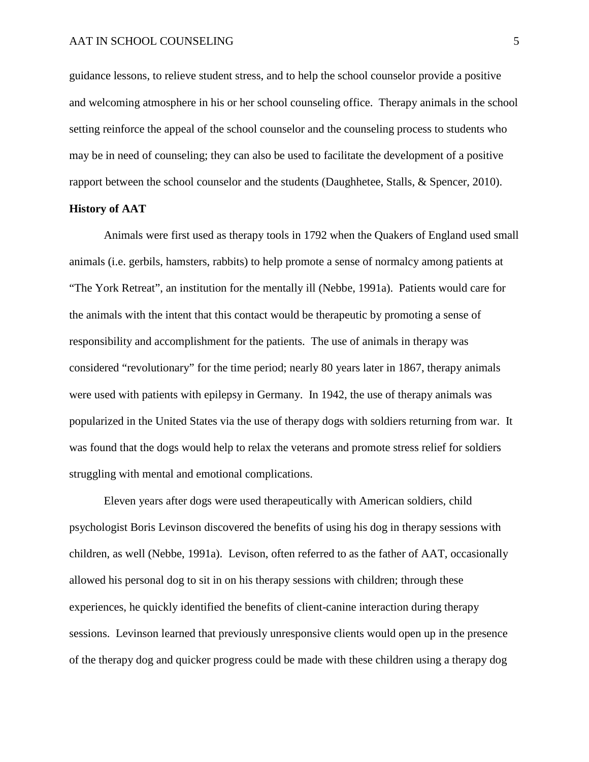guidance lessons, to relieve student stress, and to help the school counselor provide a positive and welcoming atmosphere in his or her school counseling office. Therapy animals in the school setting reinforce the appeal of the school counselor and the counseling process to students who may be in need of counseling; they can also be used to facilitate the development of a positive rapport between the school counselor and the students (Daughhetee, Stalls, & Spencer, 2010).

**History of AAT**

Animals were first used as therapy tools in 1792 when the Quakers of England used small animals (i.e. gerbils, hamsters, rabbits) to help promote a sense of normalcy among patients at "The York Retreat", an institution for the mentally ill (Nebbe, 1991a). Patients would care for the animals with the intent that this contact would be therapeutic by promoting a sense of responsibility and accomplishment for the patients. The use of animals in therapy was considered "revolutionary" for the time period; nearly 80 years later in 1867, therapy animals were used with patients with epilepsy in Germany. In 1942, the use of therapy animals was popularized in the United States via the use of therapy dogs with soldiers returning from war. It was found that the dogs would help to relax the veterans and promote stress relief for soldiers struggling with mental and emotional complications.

Eleven years after dogs were used therapeutically with American soldiers, child psychologist Boris Levinson discovered the benefits of using his dog in therapy sessions with children, as well (Nebbe, 1991a). Levison, often referred to as the father of AAT, occasionally allowed his personal dog to sit in on his therapy sessions with children; through these experiences, he quickly identified the benefits of client-canine interaction during therapy sessions. Levinson learned that previously unresponsive clients would open up in the presence of the therapy dog and quicker progress could be made with these children using a therapy dog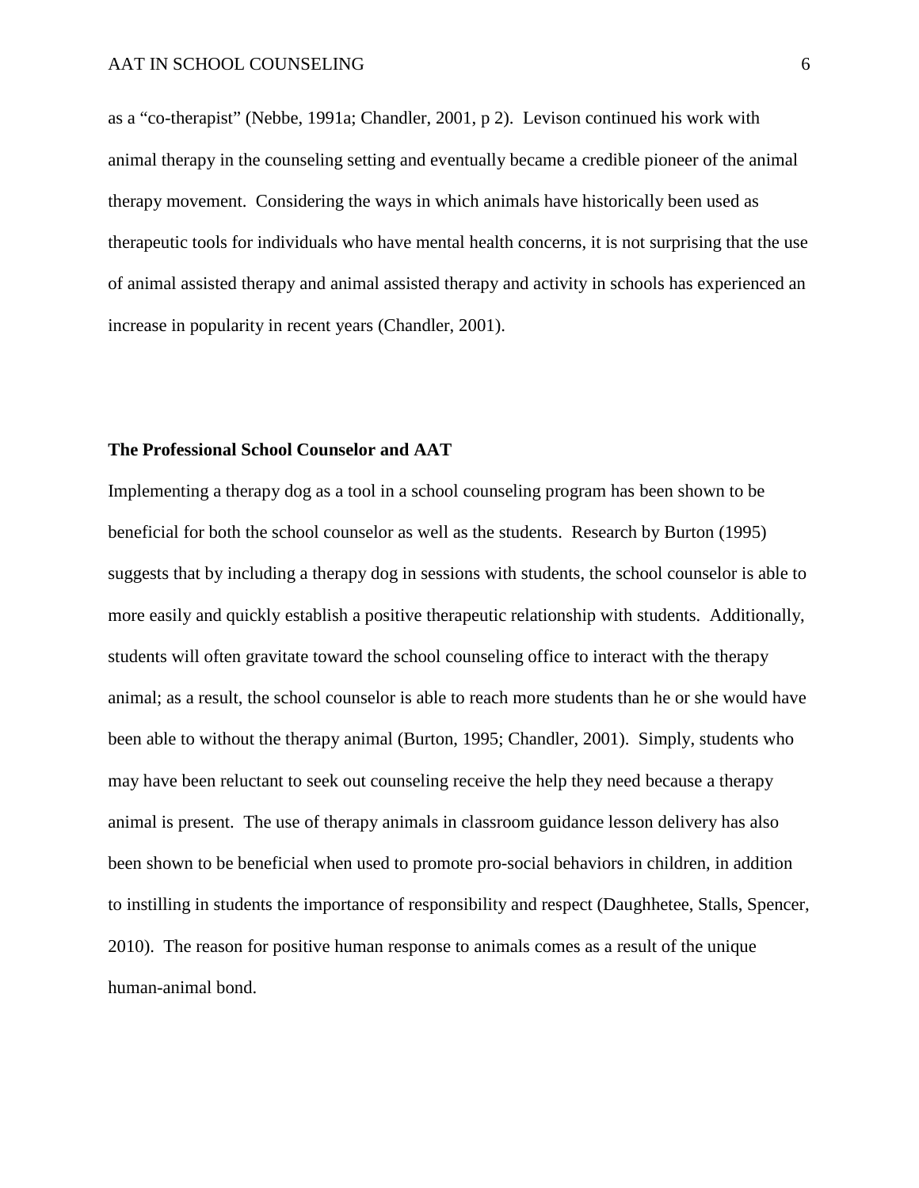as a "co-therapist" (Nebbe, 1991a; Chandler, 2001, p 2). Levison continued his work with animal therapy in the counseling setting and eventually became a credible pioneer of the animal therapy movement. Considering the ways in which animals have historically been used as therapeutic tools for individuals who have mental health concerns, it is not surprising that the use of animal assisted therapy and animal assisted therapy and activity in schools has experienced an increase in popularity in recent years (Chandler, 2001).

## The Professional School Counselor and AAT

Implementing a therapy dog as a tool in a school counseling program has been shown to be beneficial for both the school counselor as well as the students. Research by Burton (1995) suggests that by including a therapy dog in sessions with students, the school counselor is able to more easily and quickly establish a positive therapeutic relationship with students. Additionally, students will often gravitate toward the school counseling office to interact with the therapy animal; as a result, the school counselor is able to reach more students than he or she would have been able to without the therapy animal (Burton, 1995; Chandler, 2001). Simply, students who may have been reluctant to seek out counseling receive the help they need because a therapy animal is present. The use of therapy animals in classroom guidance lesson delivery has also been shown to be beneficial when used to promote pro-social behaviors in children, in addition to instilling in students the importance of responsibility and respect (Daughhetee, Stalls, Spencer, 2010). The reason for positive human response to animals comes as a result of the unique human-animal bond.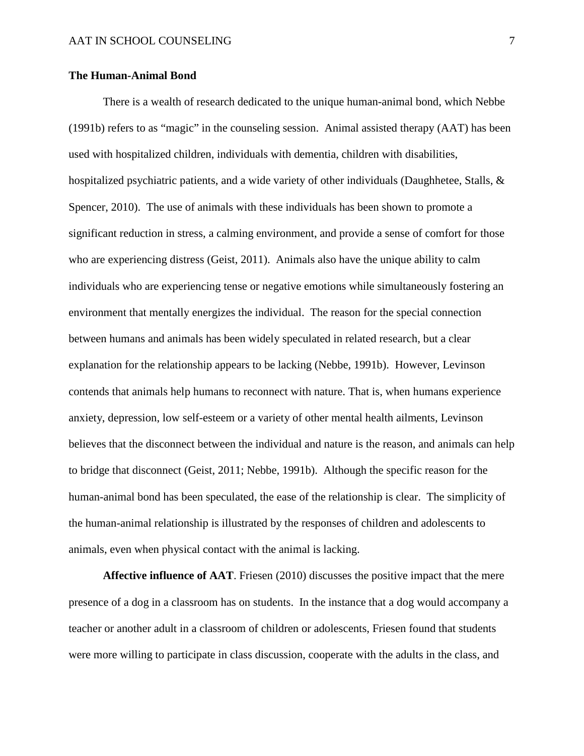## The Human-Animal Bond

There is a wealth of research dedicated to the unique human-animal bond, which Nebbe (1991b) refers to as "magic" in the counseling session. Animal assisted therapy (AAT) has been used with hospitalized children, individuals with dementia, children with disabilities, hospitalized psychiatric patients, and a wide variety of other individuals (Daughhetee, Stalls, & Spencer, 2010). The use of animals with these individuals has been shown to promote a significant reduction in stress, a calming environment, and provide a sense of comfort for those who are experiencing distress (Geist, 2011). Animals also have the unique ability to calm individuals who are experiencing tense or negative emotions while simultaneously fostering an environment that mentally energizes the individual. The reason for the special connection between humans and animals has been widely speculated in related research, but a clear explanation for the relationship appears to be lacking (Nebbe, 1991b). However, Levinson contends that animals help humans to reconnect with nature. That is, when humans experience anxiety, depression, low self-esteem or a variety of other mental health ailments, Levinson believes that the disconnect between the individual and nature is the reason, and animals can help to bridge that disconnect (Geist, 2011; Nebbe, 1991b). Although the specific reason for the human-animal bond has been speculated, the ease of the relationship is clear. The simplicity of the human-animal relationship is illustrated by the responses of children and adolescents to animals, even when physical contact with the animal is lacking.

**Affective influence of AAT**. Friesen (2010) discusses the positive impact that the mere presence of a dog in a classroom has on students. In the instance that a dog would accompany a teacher or another adult in a classroom of children or adolescents, Friesen found that students were more willing to participate in class discussion, cooperate with the adults in the class, and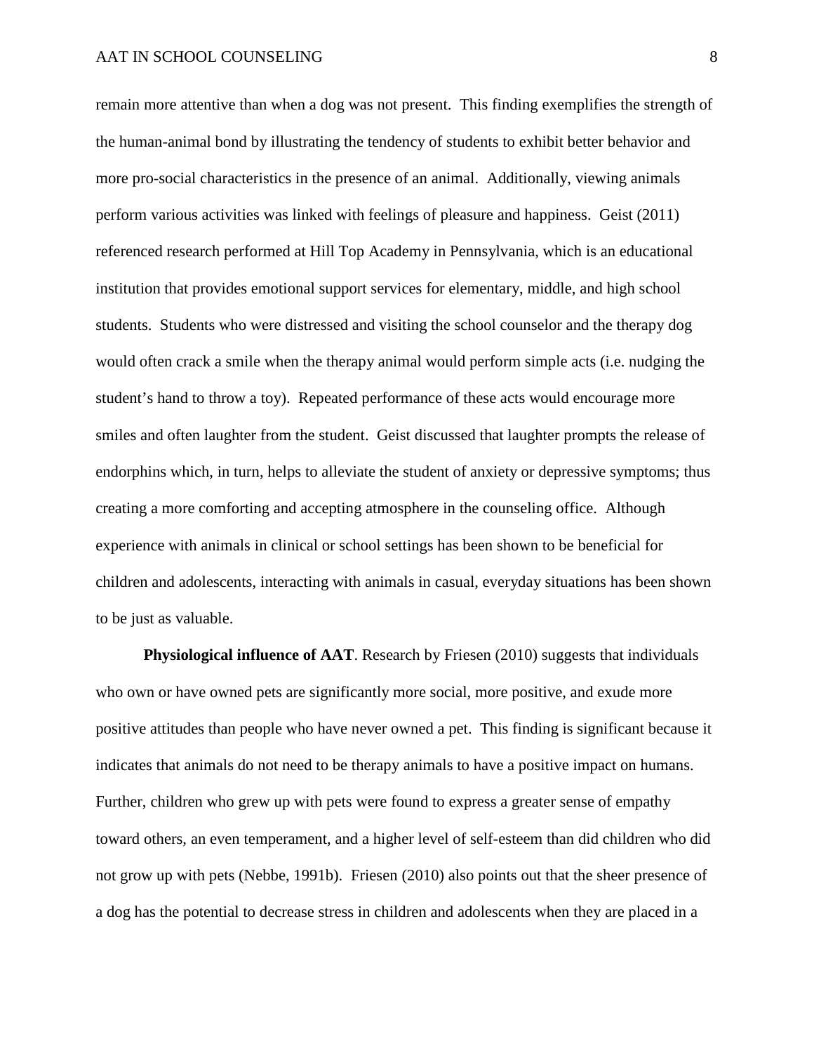remain more attentive than when a dog was not present. This finding exemplifies the strength of the human-animal bond by illustrating the tendency of students to exhibit better behavior and more pro-social characteristics in the presence of an animal. Additionally, viewing animals perform various activities was linked with feelings of pleasure and happiness. Geist (2011) referenced research performed at Hill Top Academy in Pennsylvania, which is an educational institution that provides emotional support services for elementary, middle, and high school students. Students who were distressed and visiting the school counselor and the therapy dog would often crack a smile when the therapy animal would perform simple acts (i.e. nudging the student's hand to throw a toy). Repeated performance of these acts would encourage more smiles and often laughter from the student. Geist discussed that laughter prompts the release of endorphins which, in turn, helps to alleviate the student of anxiety or depressive symptoms; thus creating a more comforting and accepting atmosphere in the counseling office. Although experience with animals in clinical or school settings has been shown to be beneficial for children and adolescents, interacting with animals in casual, everyday situations has been shown to be just as valuable.

**Physiological influence of AAT**. Research by Friesen (2010) suggests that individuals who own or have owned pets are significantly more social, more positive, and exude more positive attitudes than people who have never owned a pet. This finding is significant because it indicates that animals do not need to be therapy animals to have a positive impact on humans. Further, children who grew up with pets were found to express a greater sense of empathy toward others, an even temperament, and a higher level of self-esteem than did children who did not grow up with pets (Nebbe, 1991b). Friesen (2010) also points out that the sheer presence of a dog has the potential to decrease stress in children and adolescents when they are placed in a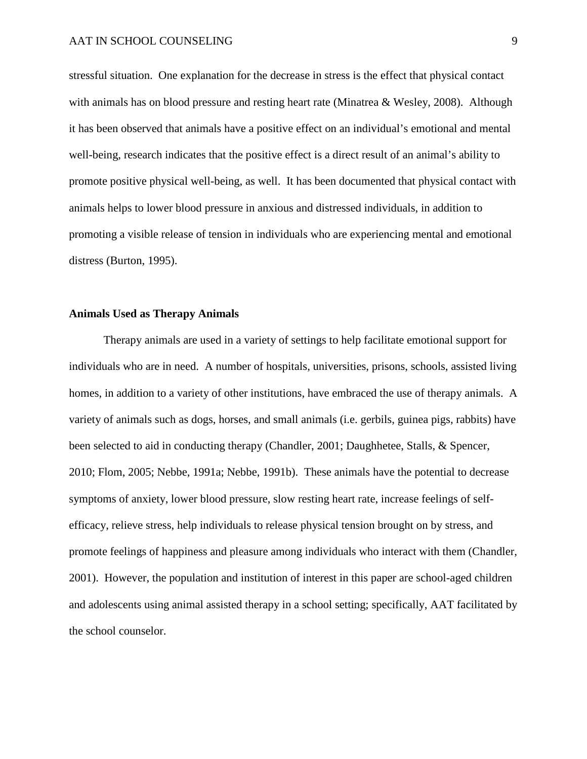stressful situation. One explanation for the decrease in stress is the effect that physical contact with animals has on blood pressure and resting heart rate (Minatrea & Wesley, 2008). Although it has been observed that animals have a positive effect on an individual's emotional and mental well-being, research indicates that the positive effect is a direct result of an animal's ability to promote positive physical well-being, as well. It has been documented that physical contact with animals helps to lower blood pressure in anxious and distressed individuals, in addition to promoting a visible release of tension in individuals who are experiencing mental and emotional distress (Burton, 1995).

## Animals Used as Therapy Animals

Therapy animals are used in a variety of settings to help facilitate emotional support for individuals who are in need. A number of hospitals, universities, prisons, schools, assisted living homes, in addition to a variety of other institutions, have embraced the use of therapy animals. A variety of animals such as dogs, horses, and small animals (i.e. gerbils, guinea pigs, rabbits) have been selected to aid in conducting therapy (Chandler, 2001; Daughhetee, Stalls, & Spencer, 2010; Flom, 2005; Nebbe, 1991a; Nebbe, 1991b). These animals have the potential to decrease symptoms of anxiety, lower blood pressure, slow resting heart rate, increase feelings of self-efficacy, relieve stress, help individuals to release physical tension brought on by stress, and promote feelings of happiness and pleasure among individuals who interact with them (Chandler, 2001). However, the population and institution of interest in this paper are school-aged children and adolescents using animal assisted therapy in a school setting; specifically, AAT facilitated by the school counselor.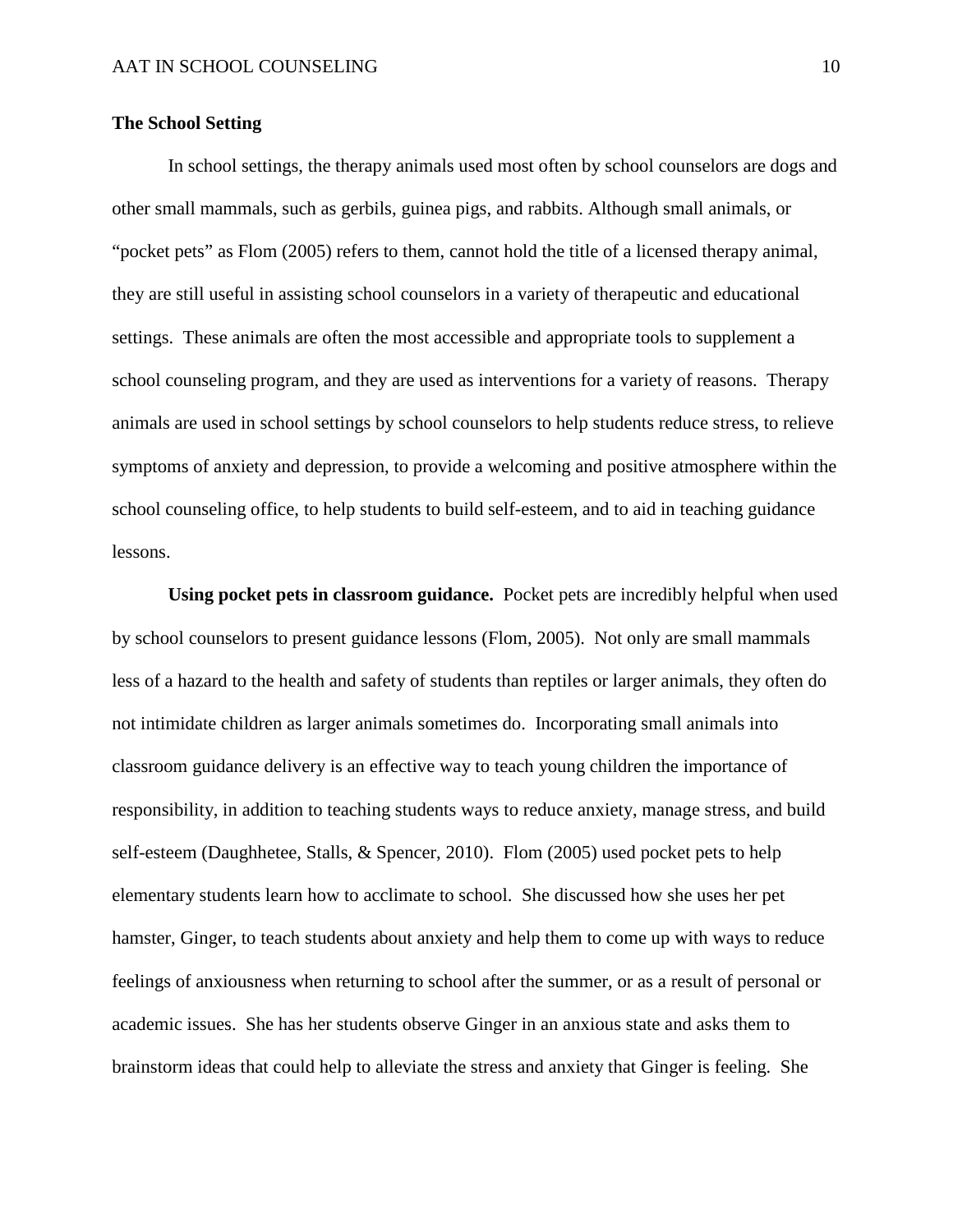**The School Setting**

In school settings, the therapy animals used most often by school counselors are dogs and other small mammals, such as gerbils, guinea pigs, and rabbits. Although small animals, or "pocket pets" as Flom (2005) refers to them, cannot hold the title of a licensed therapy animal, they are still useful in assisting school counselors in a variety of therapeutic and educational settings. These animals are often the most accessible and appropriate tools to supplement a school counseling program, and they are used as interventions for a variety of reasons. Therapy animals are used in school settings by school counselors to help students reduce stress, to relieve symptoms of anxiety and depression, to provide a welcoming and positive atmosphere within the school counseling office, to help students to build self-esteem, and to aid in teaching guidance lessons.

**Using pocket pets in classroom guidance.** Pocket pets are incredibly helpful when used by school counselors to present guidance lessons (Flom, 2005). Not only are small mammals less of a hazard to the health and safety of students than reptiles or larger animals, they often do not intimidate children as larger animals sometimes do. Incorporating small animals into classroom guidance delivery is an effective way to teach young children the importance of responsibility, in addition to teaching students ways to reduce anxiety, manage stress, and build self-esteem (Daughhetee, Stalls, & Spencer, 2010). Flom (2005) used pocket pets to help elementary students learn how to acclimate to school. She discussed how she uses her pet hamster, Ginger, to teach students about anxiety and help them to come up with ways to reduce feelings of anxiousness when returning to school after the summer, or as a result of personal or academic issues. She has her students observe Ginger in an anxious state and asks them to brainstorm ideas that could help to alleviate the stress and anxiety that Ginger is feeling. She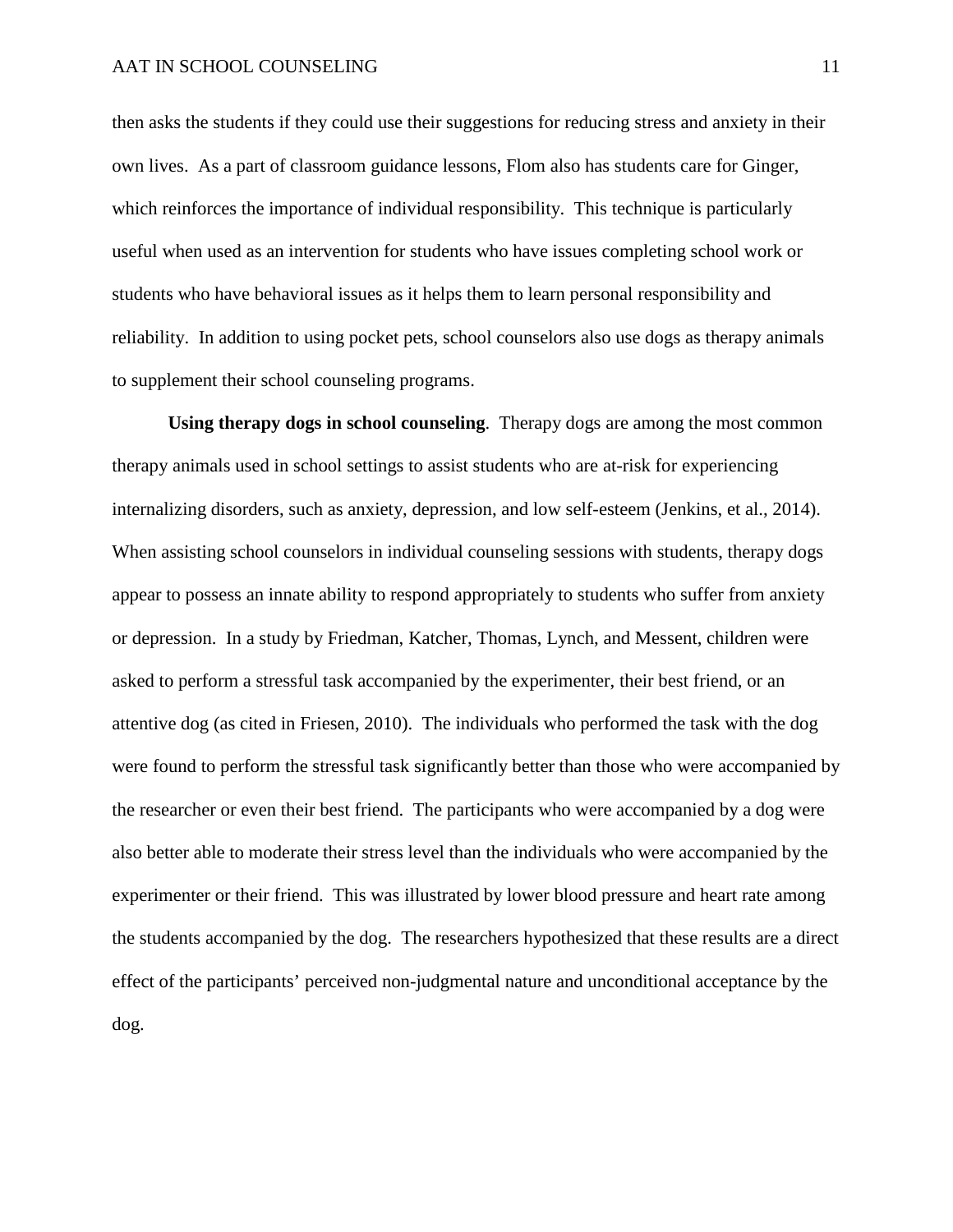then asks the students if they could use their suggestions for reducing stress and anxiety in their own lives. As a part of classroom guidance lessons, Flom also has students care for Ginger, which reinforces the importance of individual responsibility. This technique is particularly useful when used as an intervention for students who have issues completing school work or students who have behavioral issues as it helps them to learn personal responsibility and reliability. In addition to using pocket pets, school counselors also use dogs as therapy animals to supplement their school counseling programs.

**Using therapy dogs in school counseling**. Therapy dogs are among the most common therapy animals used in school settings to assist students who are at-risk for experiencing internalizing disorders, such as anxiety, depression, and low self-esteem (Jenkins, et al., 2014). When assisting school counselors in individual counseling sessions with students, therapy dogs appear to possess an innate ability to respond appropriately to students who suffer from anxiety or depression. In a study by Friedman, Katcher, Thomas, Lynch, and Messent, children were asked to perform a stressful task accompanied by the experimenter, their best friend, or an attentive dog (as cited in Friesen, 2010). The individuals who performed the task with the dog were found to perform the stressful task significantly better than those who were accompanied by the researcher or even their best friend. The participants who were accompanied by a dog were also better able to moderate their stress level than the individuals who were accompanied by the experimenter or their friend. This was illustrated by lower blood pressure and heart rate among the students accompanied by the dog. The researchers hypothesized that these results are a direct effect of the participants' perceived non-judgmental nature and unconditional acceptance by the dog.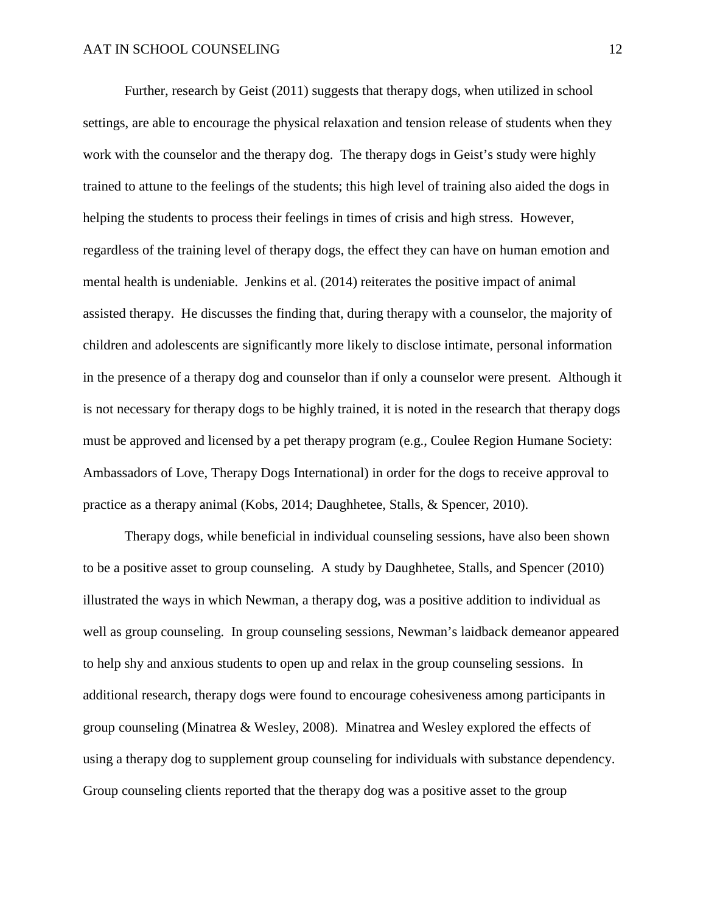Further, research by Geist (2011) suggests that therapy dogs, when utilized in school settings, are able to encourage the physical relaxation and tension release of students when they work with the counselor and the therapy dog. The therapy dogs in Geist's study were highly trained to attune to the feelings of the students; this high level of training also aided the dogs in helping the students to process their feelings in times of crisis and high stress. However, regardless of the training level of therapy dogs, the effect they can have on human emotion and mental health is undeniable. Jenkins et al. (2014) reiterates the positive impact of animal assisted therapy. He discusses the finding that, during therapy with a counselor, the majority of children and adolescents are significantly more likely to disclose intimate, personal information in the presence of a therapy dog and counselor than if only a counselor were present. Although it is not necessary for therapy dogs to be highly trained, it is noted in the research that therapy dogs must be approved and licensed by a pet therapy program (e.g., Coulee Region Humane Society: Ambassadors of Love, Therapy Dogs International) in order for the dogs to receive approval to practice as a therapy animal (Kobs, 2014; Daughhetee, Stalls, & Spencer, 2010).

Therapy dogs, while beneficial in individual counseling sessions, have also been shown to be a positive asset to group counseling. A study by Daughhetee, Stalls, and Spencer (2010) illustrated the ways in which Newman, a therapy dog, was a positive addition to individual as well as group counseling. In group counseling sessions, Newman's laidback demeanor appeared to help shy and anxious students to open up and relax in the group counseling sessions. In additional research, therapy dogs were found to encourage cohesiveness among participants in group counseling (Minatrea & Wesley, 2008). Minatrea and Wesley explored the effects of using a therapy dog to supplement group counseling for individuals with substance dependency. Group counseling clients reported that the therapy dog was a positive asset to the group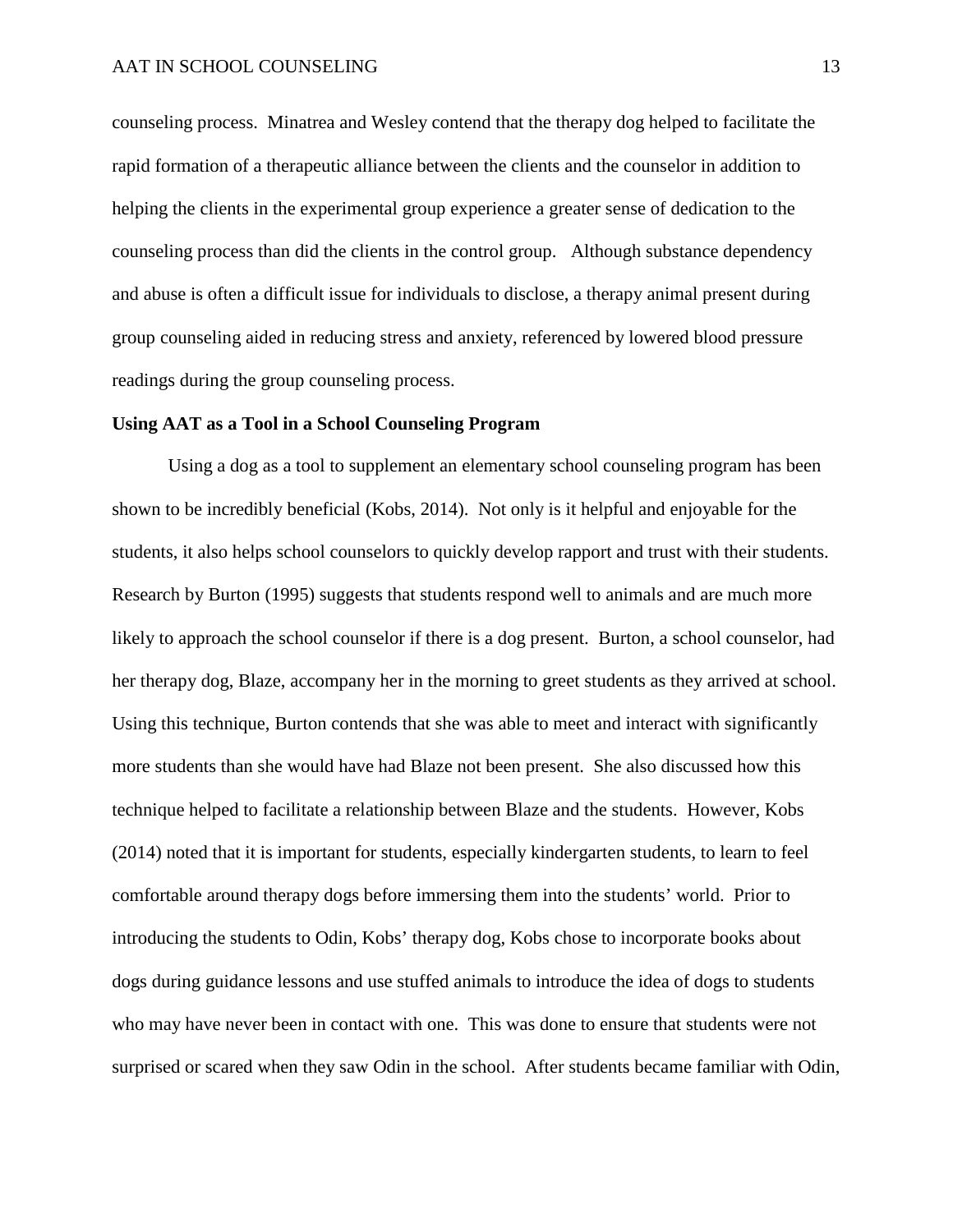counseling process. Minatrea and Wesley contend that the therapy dog helped to facilitate the rapid formation of a therapeutic alliance between the clients and the counselor in addition to helping the clients in the experimental group experience a greater sense of dedication to the counseling process than did the clients in the control group. Although substance dependency and abuse is often a difficult issue for individuals to disclose, a therapy animal present during group counseling aided in reducing stress and anxiety, referenced by lowered blood pressure readings during the group counseling process.

**Using AAT as a Tool in a School Counseling Program**

Using a dog as a tool to supplement an elementary school counseling program has been shown to be incredibly beneficial (Kobs, 2014). Not only is it helpful and enjoyable for the students, it also helps school counselors to quickly develop rapport and trust with their students. Research by Burton (1995) suggests that students respond well to animals and are much more likely to approach the school counselor if there is a dog present. Burton, a school counselor, had her therapy dog, Blaze, accompany her in the morning to greet students as they arrived at school. Using this technique, Burton contends that she was able to meet and interact with significantly more students than she would have had Blaze not been present. She also discussed how this technique helped to facilitate a relationship between Blaze and the students. However, Kobs (2014) noted that it is important for students, especially kindergarten students, to learn to feel comfortable around therapy dogs before immersing them into the students' world. Prior to introducing the students to Odin, Kobs' therapy dog, Kobs chose to incorporate books about dogs during guidance lessons and use stuffed animals to introduce the idea of dogs to students who may have never been in contact with one. This was done to ensure that students were not surprised or scared when they saw Odin in the school. After students became familiar with Odin,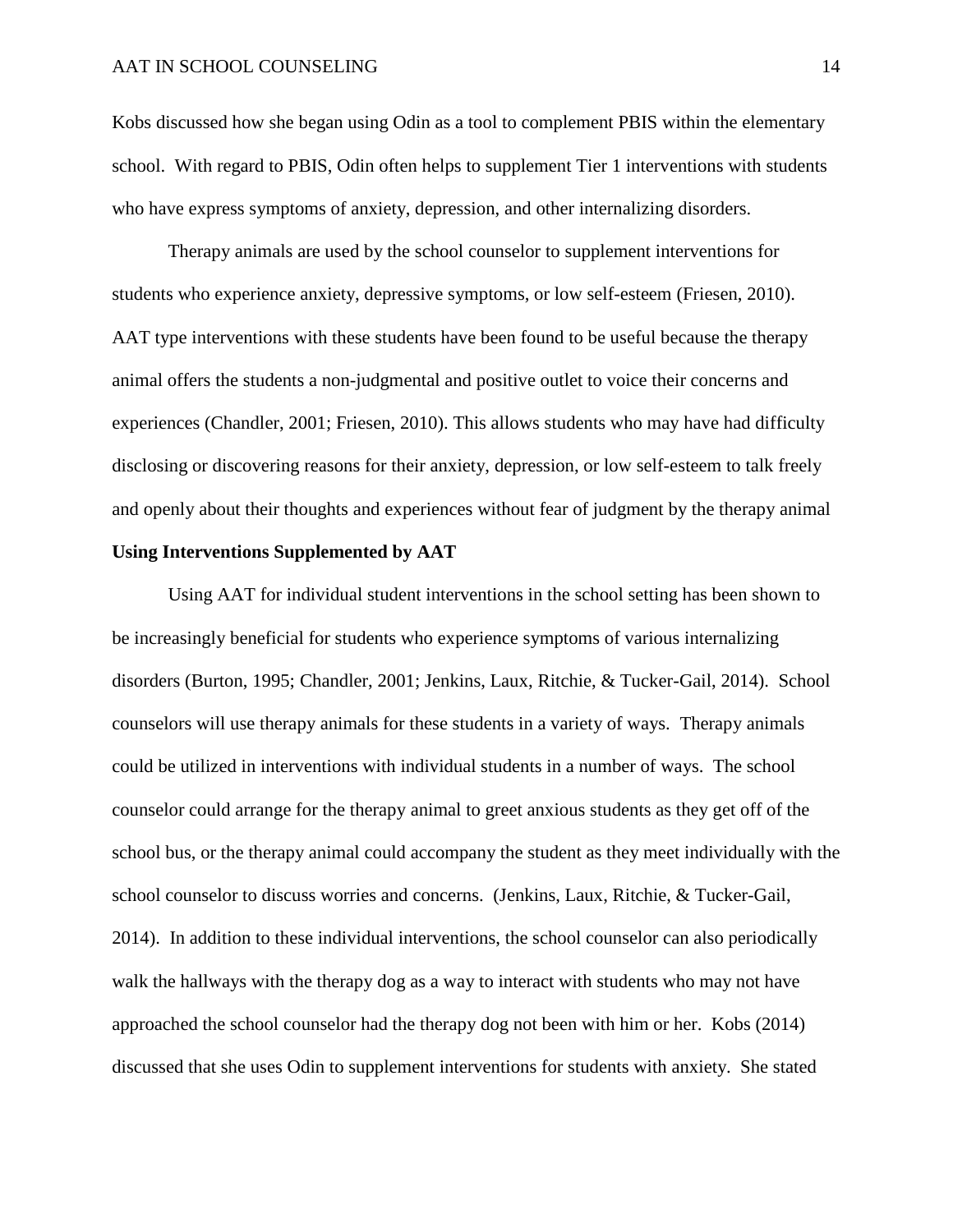Kobs discussed how she began using Odin as a tool to complement PBIS within the elementary school. With regard to PBIS, Odin often helps to supplement Tier 1 interventions with students who have express symptoms of anxiety, depression, and other internalizing disorders.

Therapy animals are used by the school counselor to supplement interventions for students who experience anxiety, depressive symptoms, or low self-esteem (Friesen, 2010). AAT type interventions with these students have been found to be useful because the therapy animal offers the students a non-judgmental and positive outlet to voice their concerns and experiences (Chandler, 2001; Friesen, 2010). This allows students who may have had difficulty disclosing or discovering reasons for their anxiety, depression, or low self-esteem to talk freely and openly about their thoughts and experiences without fear of judgment by the therapy animal

**Using Interventions Supplemented by AAT**

Using AAT for individual student interventions in the school setting has been shown to be increasingly beneficial for students who experience symptoms of various internalizing disorders (Burton, 1995; Chandler, 2001; Jenkins, Laux, Ritchie, & Tucker-Gail, 2014). School counselors will use therapy animals for these students in a variety of ways. Therapy animals could be utilized in interventions with individual students in a number of ways. The school counselor could arrange for the therapy animal to greet anxious students as they get off of the school bus, or the therapy animal could accompany the student as they meet individually with the school counselor to discuss worries and concerns. (Jenkins, Laux, Ritchie, & Tucker-Gail, 2014). In addition to these individual interventions, the school counselor can also periodically walk the hallways with the therapy dog as a way to interact with students who may not have approached the school counselor had the therapy dog not been with him or her. Kobs (2014) discussed that she uses Odin to supplement interventions for students with anxiety. She stated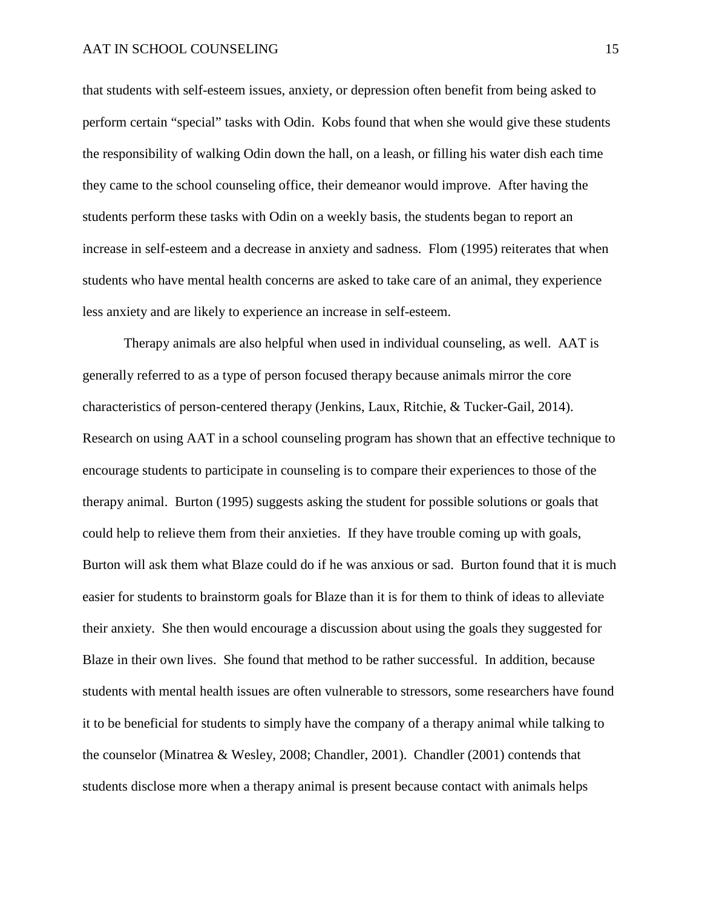that students with self-esteem issues, anxiety, or depression often benefit from being asked to perform certain "special" tasks with Odin. Kobs found that when she would give these students the responsibility of walking Odin down the hall, on a leash, or filling his water dish each time they came to the school counseling office, their demeanor would improve. After having the students perform these tasks with Odin on a weekly basis, the students began to report an increase in self-esteem and a decrease in anxiety and sadness. Flom (1995) reiterates that when students who have mental health concerns are asked to take care of an animal, they experience less anxiety and are likely to experience an increase in self-esteem.

Therapy animals are also helpful when used in individual counseling, as well. AAT is generally referred to as a type of person focused therapy because animals mirror the core characteristics of person-centered therapy (Jenkins, Laux, Ritchie, & Tucker-Gail, 2014). Research on using AAT in a school counseling program has shown that an effective technique to encourage students to participate in counseling is to compare their experiences to those of the therapy animal. Burton (1995) suggests asking the student for possible solutions or goals that could help to relieve them from their anxieties. If they have trouble coming up with goals, Burton will ask them what Blaze could do if he was anxious or sad. Burton found that it is much easier for students to brainstorm goals for Blaze than it is for them to think of ideas to alleviate their anxiety. She then would encourage a discussion about using the goals they suggested for Blaze in their own lives. She found that method to be rather successful. In addition, because students with mental health issues are often vulnerable to stressors, some researchers have found it to be beneficial for students to simply have the company of a therapy animal while talking to the counselor (Minatrea & Wesley, 2008; Chandler, 2001). Chandler (2001) contends that students disclose more when a therapy animal is present because contact with animals helps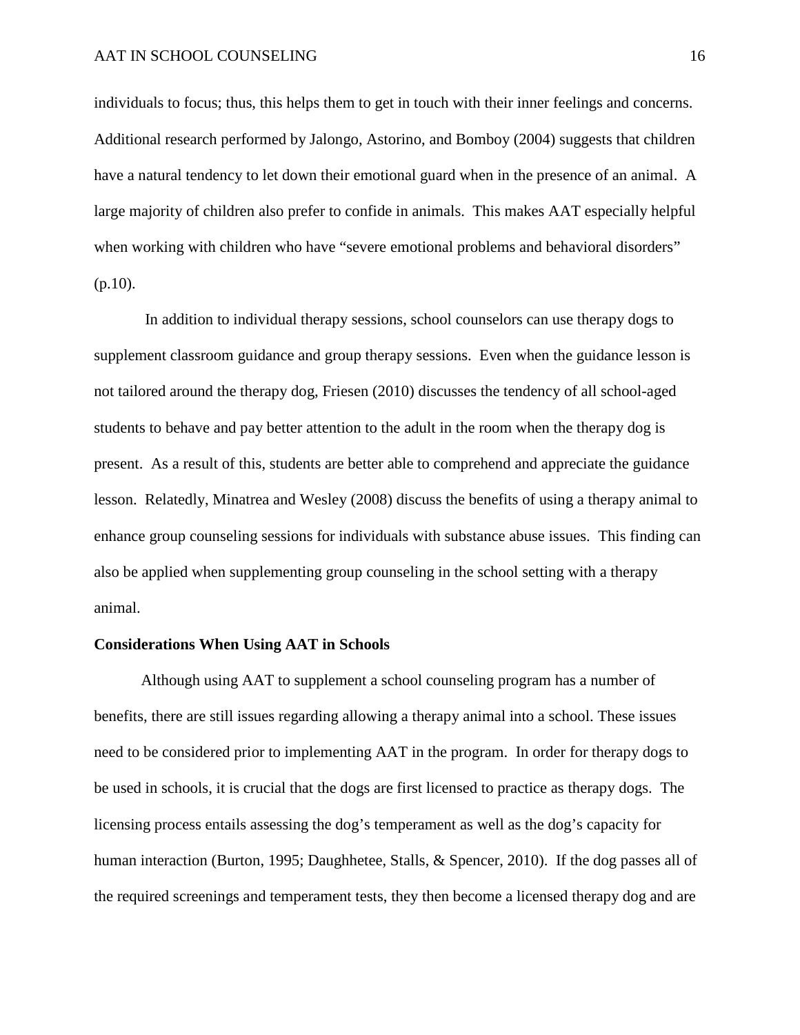individuals to focus; thus, this helps them to get in touch with their inner feelings and concerns. Additional research performed by Jalongo, Astorino, and Bomboy (2004) suggests that children have a natural tendency to let down their emotional guard when in the presence of an animal. A large majority of children also prefer to confide in animals. This makes AAT especially helpful when working with children who have "severe emotional problems and behavioral disorders" (p.10).

In addition to individual therapy sessions, school counselors can use therapy dogs to supplement classroom guidance and group therapy sessions. Even when the guidance lesson is not tailored around the therapy dog, Friesen (2010) discusses the tendency of all school-aged students to behave and pay better attention to the adult in the room when the therapy dog is present. As a result of this, students are better able to comprehend and appreciate the guidance lesson. Relatedly, Minatrea and Wesley (2008) discuss the benefits of using a therapy animal to enhance group counseling sessions for individuals with substance abuse issues. This finding can also be applied when supplementing group counseling in the school setting with a therapy animal.

**Considerations When Using AAT in Schools**

Although using AAT to supplement a school counseling program has a number of benefits, there are still issues regarding allowing a therapy animal into a school. These issues need to be considered prior to implementing AAT in the program. In order for therapy dogs to be used in schools, it is crucial that the dogs are first licensed to practice as therapy dogs. The licensing process entails assessing the dog's temperament as well as the dog's capacity for human interaction (Burton, 1995; Daughhetee, Stalls, & Spencer, 2010). If the dog passes all of the required screenings and temperament tests, they then become a licensed therapy dog and are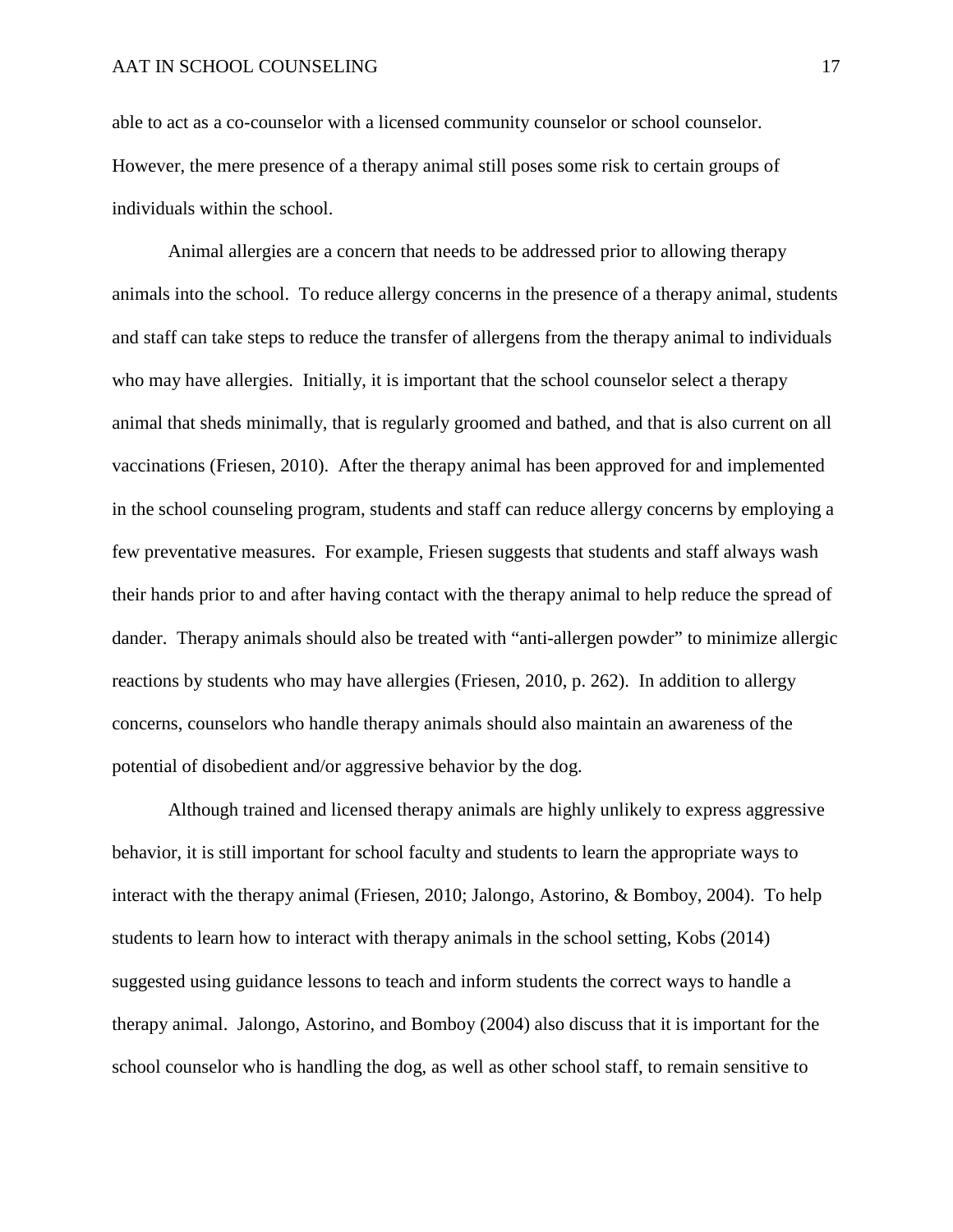able to act as a co-counselor with a licensed community counselor or school counselor. However, the mere presence of a therapy animal still poses some risk to certain groups of individuals within the school.

Animal allergies are a concern that needs to be addressed prior to allowing therapy animals into the school. To reduce allergy concerns in the presence of a therapy animal, students and staff can take steps to reduce the transfer of allergens from the therapy animal to individuals who may have allergies. Initially, it is important that the school counselor select a therapy animal that sheds minimally, that is regularly groomed and bathed, and that is also current on all vaccinations (Friesen, 2010). After the therapy animal has been approved for and implemented in the school counseling program, students and staff can reduce allergy concerns by employing a few preventative measures. For example, Friesen suggests that students and staff always wash their hands prior to and after having contact with the therapy animal to help reduce the spread of dander. Therapy animals should also be treated with "anti-allergen powder" to minimize allergic reactions by students who may have allergies (Friesen, 2010, p. 262). In addition to allergy concerns, counselors who handle therapy animals should also maintain an awareness of the potential of disobedient and/or aggressive behavior by the dog.

Although trained and licensed therapy animals are highly unlikely to express aggressive behavior, it is still important for school faculty and students to learn the appropriate ways to interact with the therapy animal (Friesen, 2010; Jalongo, Astorino, & Bomboy, 2004). To help students to learn how to interact with therapy animals in the school setting, Kobs (2014) suggested using guidance lessons to teach and inform students the correct ways to handle a therapy animal. Jalongo, Astorino, and Bomboy (2004) also discuss that it is important for the school counselor who is handling the dog, as well as other school staff, to remain sensitive to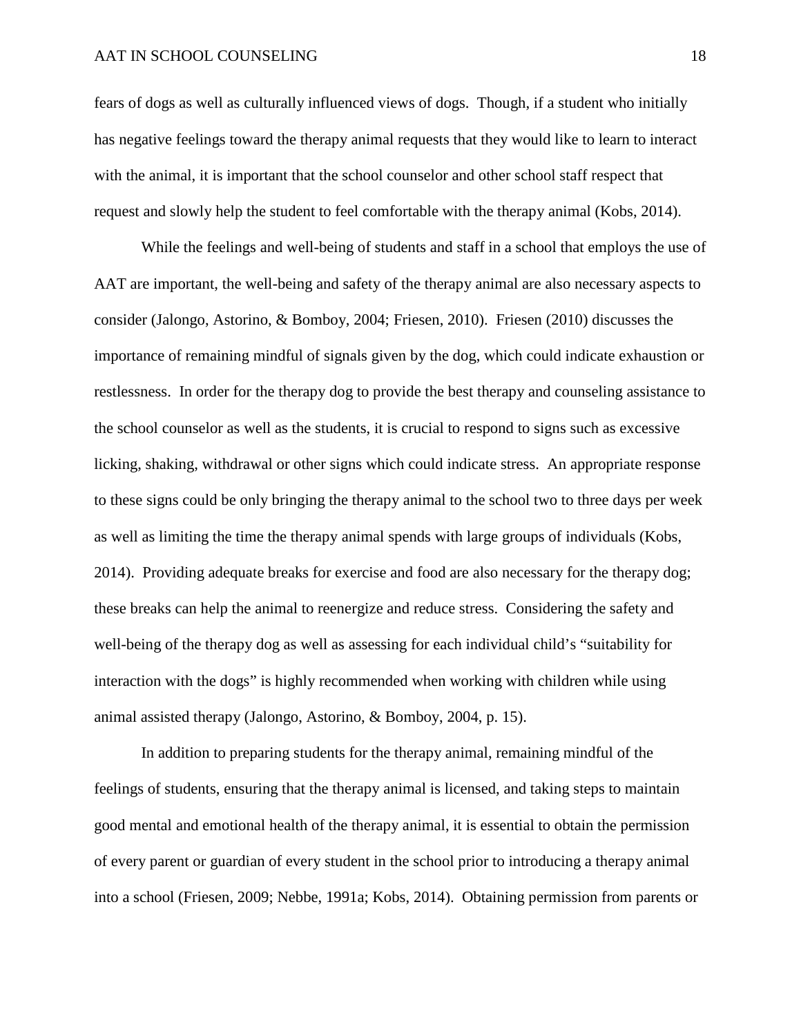fears of dogs as well as culturally influenced views of dogs. Though, if a student who initially has negative feelings toward the therapy animal requests that they would like to learn to interact with the animal, it is important that the school counselor and other school staff respect that request and slowly help the student to feel comfortable with the therapy animal (Kobs, 2014).

While the feelings and well-being of students and staff in a school that employs the use of AAT are important, the well-being and safety of the therapy animal are also necessary aspects to consider (Jalongo, Astorino, & Bomboy, 2004; Friesen, 2010). Friesen (2010) discusses the importance of remaining mindful of signals given by the dog, which could indicate exhaustion or restlessness. In order for the therapy dog to provide the best therapy and counseling assistance to the school counselor as well as the students, it is crucial to respond to signs such as excessive licking, shaking, withdrawal or other signs which could indicate stress. An appropriate response to these signs could be only bringing the therapy animal to the school two to three days per week as well as limiting the time the therapy animal spends with large groups of individuals (Kobs, 2014). Providing adequate breaks for exercise and food are also necessary for the therapy dog; these breaks can help the animal to reenergize and reduce stress. Considering the safety and well-being of the therapy dog as well as assessing for each individual child's "suitability for interaction with the dogs" is highly recommended when working with children while using animal assisted therapy (Jalongo, Astorino, & Bomboy, 2004, p. 15).

In addition to preparing students for the therapy animal, remaining mindful of the feelings of students, ensuring that the therapy animal is licensed, and taking steps to maintain good mental and emotional health of the therapy animal, it is essential to obtain the permission of every parent or guardian of every student in the school prior to introducing a therapy animal into a school (Friesen, 2009; Nebbe, 1991a; Kobs, 2014). Obtaining permission from parents or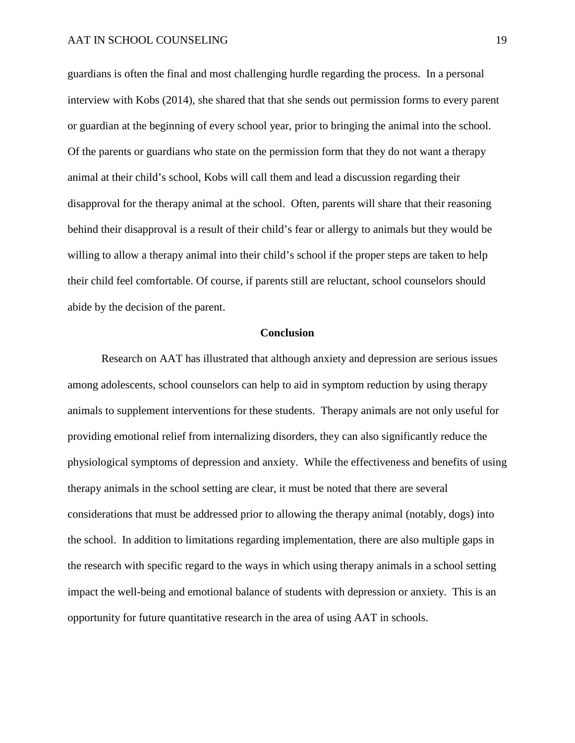guardians is often the final and most challenging hurdle regarding the process. In a personal interview with Kobs (2014), she shared that that she sends out permission forms to every parent or guardian at the beginning of every school year, prior to bringing the animal into the school. Of the parents or guardians who state on the permission form that they do not want a therapy animal at their child's school, Kobs will call them and lead a discussion regarding their disapproval for the therapy animal at the school. Often, parents will share that their reasoning behind their disapproval is a result of their child's fear or allergy to animals but they would be willing to allow a therapy animal into their child's school if the proper steps are taken to help their child feel comfortable. Of course, if parents still are reluctant, school counselors should abide by the decision of the parent.

## Conclusion

Research on AAT has illustrated that although anxiety and depression are serious issues among adolescents, school counselors can help to aid in symptom reduction by using therapy animals to supplement interventions for these students. Therapy animals are not only useful for providing emotional relief from internalizing disorders, they can also significantly reduce the physiological symptoms of depression and anxiety. While the effectiveness and benefits of using therapy animals in the school setting are clear, it must be noted that there are several considerations that must be addressed prior to allowing the therapy animal (notably, dogs) into the school. In addition to limitations regarding implementation, there are also multiple gaps in the research with specific regard to the ways in which using therapy animals in a school setting impact the well-being and emotional balance of students with depression or anxiety. This is an opportunity for future quantitative research in the area of using AAT in schools.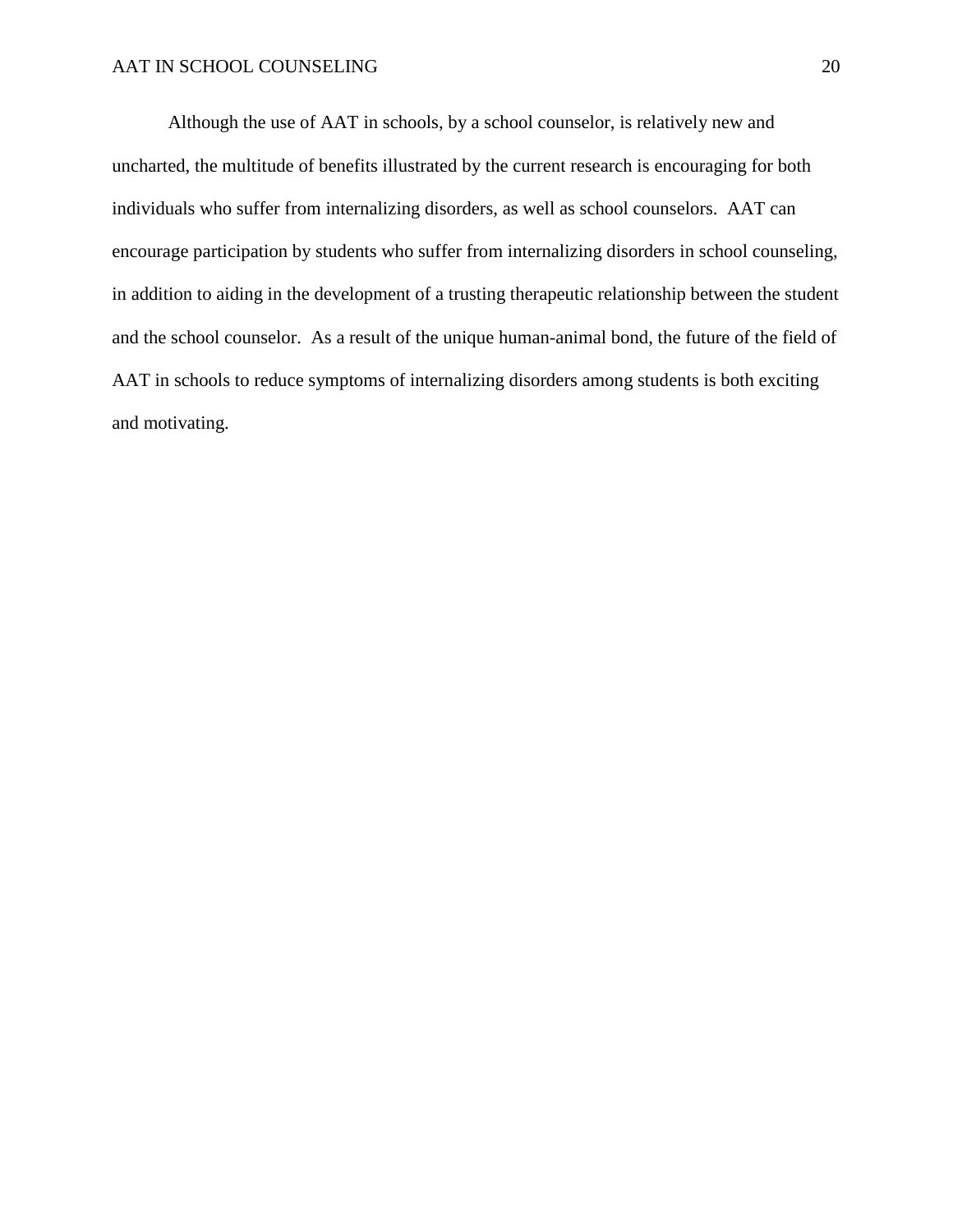Although the use of AAT in schools, by a school counselor, is relatively new and uncharted, the multitude of benefits illustrated by the current research is encouraging for both individuals who suffer from internalizing disorders, as well as school counselors. AAT can encourage participation by students who suffer from internalizing disorders in school counseling, in addition to aiding in the development of a trusting therapeutic relationship between the student and the school counselor. As a result of the unique human-animal bond, the future of the field of AAT in schools to reduce symptoms of internalizing disorders among students is both exciting and motivating.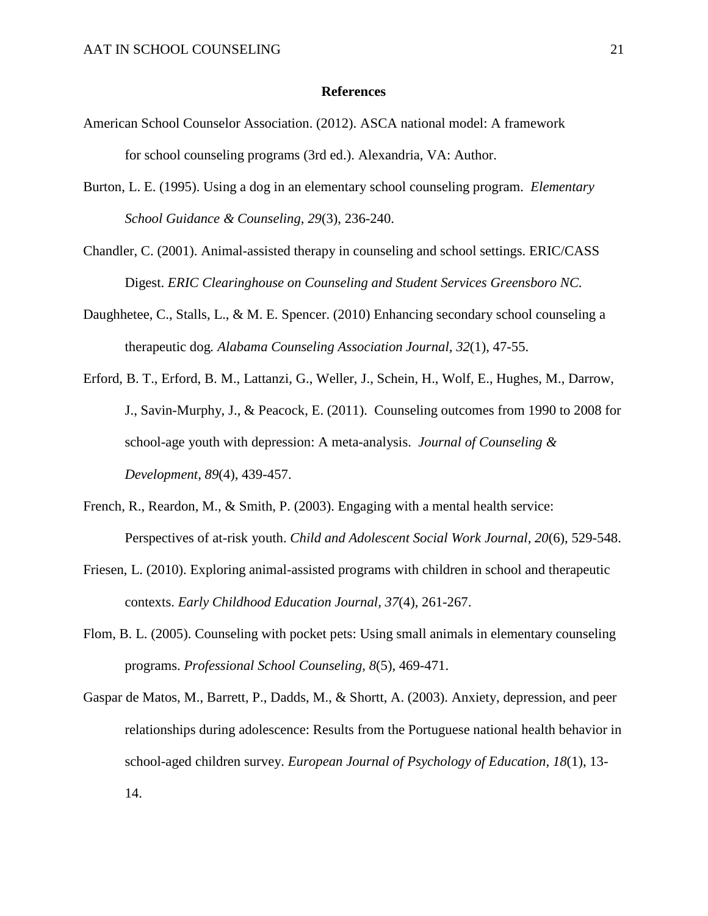**References**

American School Counselor Association. (2012). ASCA national model: A framework for school counseling programs (3rd ed.). Alexandria, VA: Author.

Burton, L. E. (1995). Using a dog in an elementary school counseling program. *Elementary School Guidance & Counseling, 29*(3), 236-240.

Chandler, C. (2001). Animal-assisted therapy in counseling and school settings. ERIC/CASS Digest. *ERIC Clearinghouse on Counseling and Student Services Greensboro NC.*

Daughhetee, C., Stalls, L., & M. E. Spencer. (2010) Enhancing secondary school counseling a therapeutic dog*. Alabama Counseling Association Journal, 32*(1), 47-55.

Erford, B. T., Erford, B. M., Lattanzi, G., Weller, J., Schein, H., Wolf, E., Hughes, M., Darrow, J., Savin-Murphy, J., & Peacock, E. (2011). Counseling outcomes from 1990 to 2008 for school-age youth with depression: A meta-analysis. *Journal of Counseling & Development, 89*(4), 439-457.

French, R., Reardon, M., & Smith, P. (2003). Engaging with a mental health service: Perspectives of at-risk youth. *Child and Adolescent Social Work Journal, 20*(6), 529-548.

Friesen, L. (2010). Exploring animal-assisted programs with children in school and therapeutic contexts. *Early Childhood Education Journal, 37*(4), 261-267.

Flom, B. L. (2005). Counseling with pocket pets: Using small animals in elementary counseling programs. *Professional School Counseling, 8*(5), 469-471.

Gaspar de Matos, M., Barrett, P., Dadds, M., & Shortt, A. (2003). Anxiety, depression, and peer relationships during adolescence: Results from the Portuguese national health behavior in school-aged children survey. *European Journal of Psychology of Education*, *18*(1), 13-14.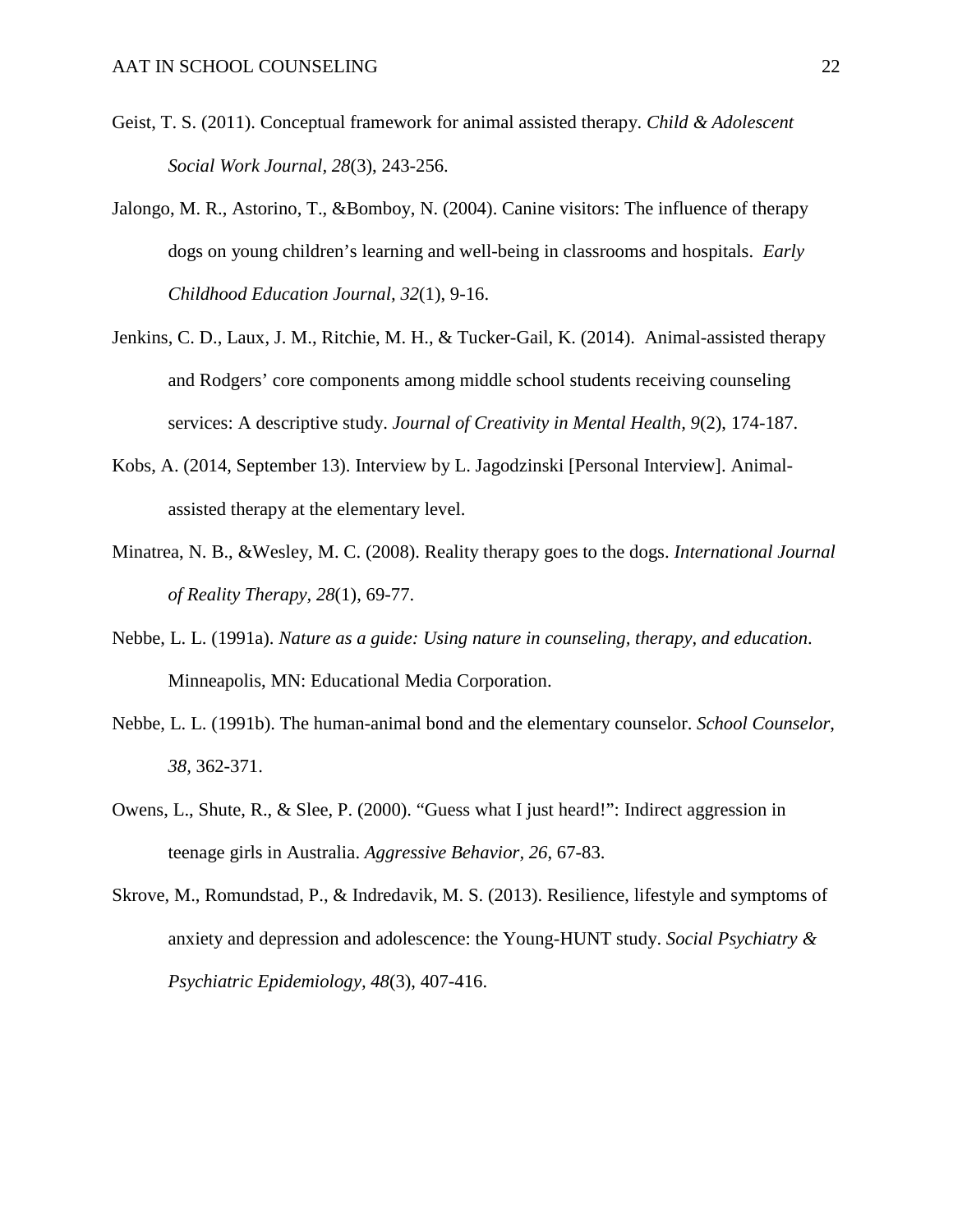Geist, T. S. (2011). Conceptual framework for animal assisted therapy. *Child & Adolescent Social Work Journal, 28*(3), 243-256.

Jalongo, M. R., Astorino, T., &Bomboy, N. (2004). Canine visitors: The influence of therapy dogs on young children's learning and well-being in classrooms and hospitals. *Early Childhood Education Journal, 32*(1), 9-16.

Jenkins, C. D., Laux, J. M., Ritchie, M. H., & Tucker-Gail, K. (2014). Animal-assisted therapy and Rodgers' core components among middle school students receiving counseling services: A descriptive study. *Journal of Creativity in Mental Health, 9*(2), 174-187.

Kobs, A. (2014, September 13). Interview by L. Jagodzinski [Personal Interview]. Animal-assisted therapy at the elementary level.

Minatrea, N. B., &Wesley, M. C. (2008). Reality therapy goes to the dogs. *International Journal of Reality Therapy, 28*(1), 69-77.

Nebbe, L. L. (1991a). *Nature as a guide: Using nature in counseling, therapy, and education*. Minneapolis, MN: Educational Media Corporation.

Nebbe, L. L. (1991b). The human-animal bond and the elementary counselor. *School Counselor*, *38*, 362-371.

Owens, L., Shute, R., & Slee, P. (2000). "Guess what I just heard!": Indirect aggression in teenage girls in Australia. *Aggressive Behavior, 26*, 67-83.

Skrove, M., Romundstad, P., & Indredavik, M. S. (2013). Resilience, lifestyle and symptoms of anxiety and depression and adolescence: the Young-HUNT study. *Social Psychiatry & Psychiatric Epidemiology, 48*(3), 407-416.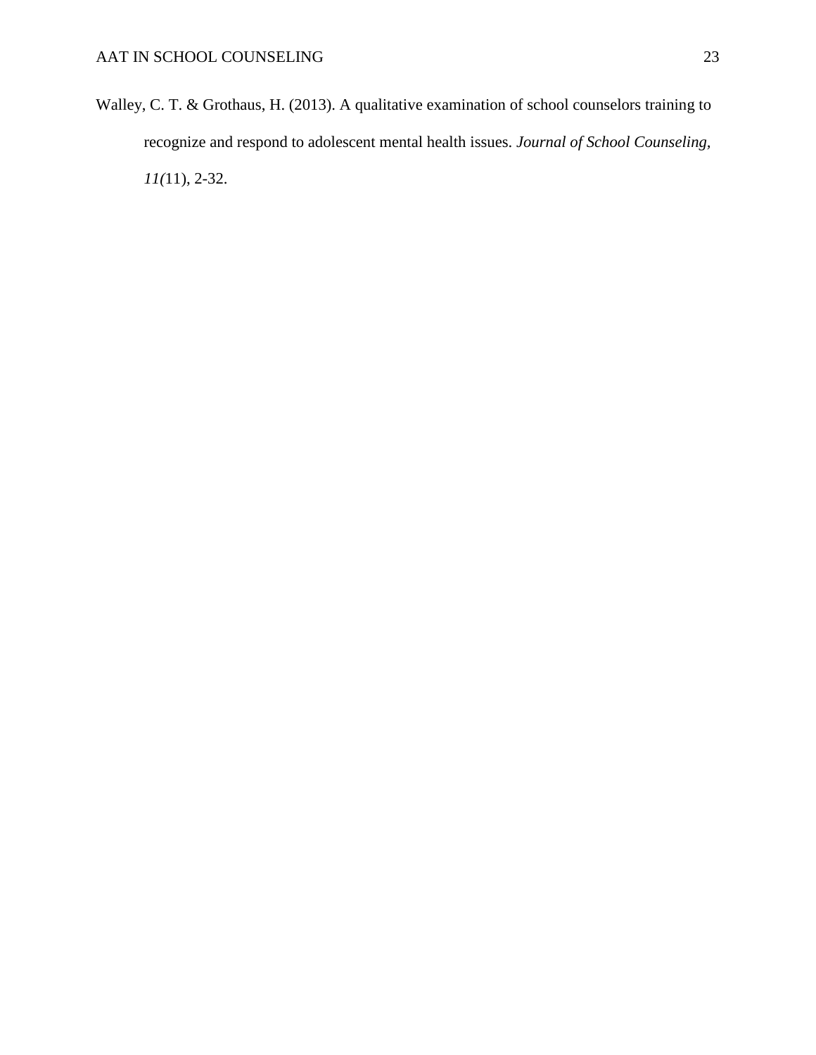Walley, C. T. & Grothaus, H. (2013). A qualitative examination of school counselors training to recognize and respond to adolescent mental health issues. *Journal of School Counseling, 11(*11), 2-32.